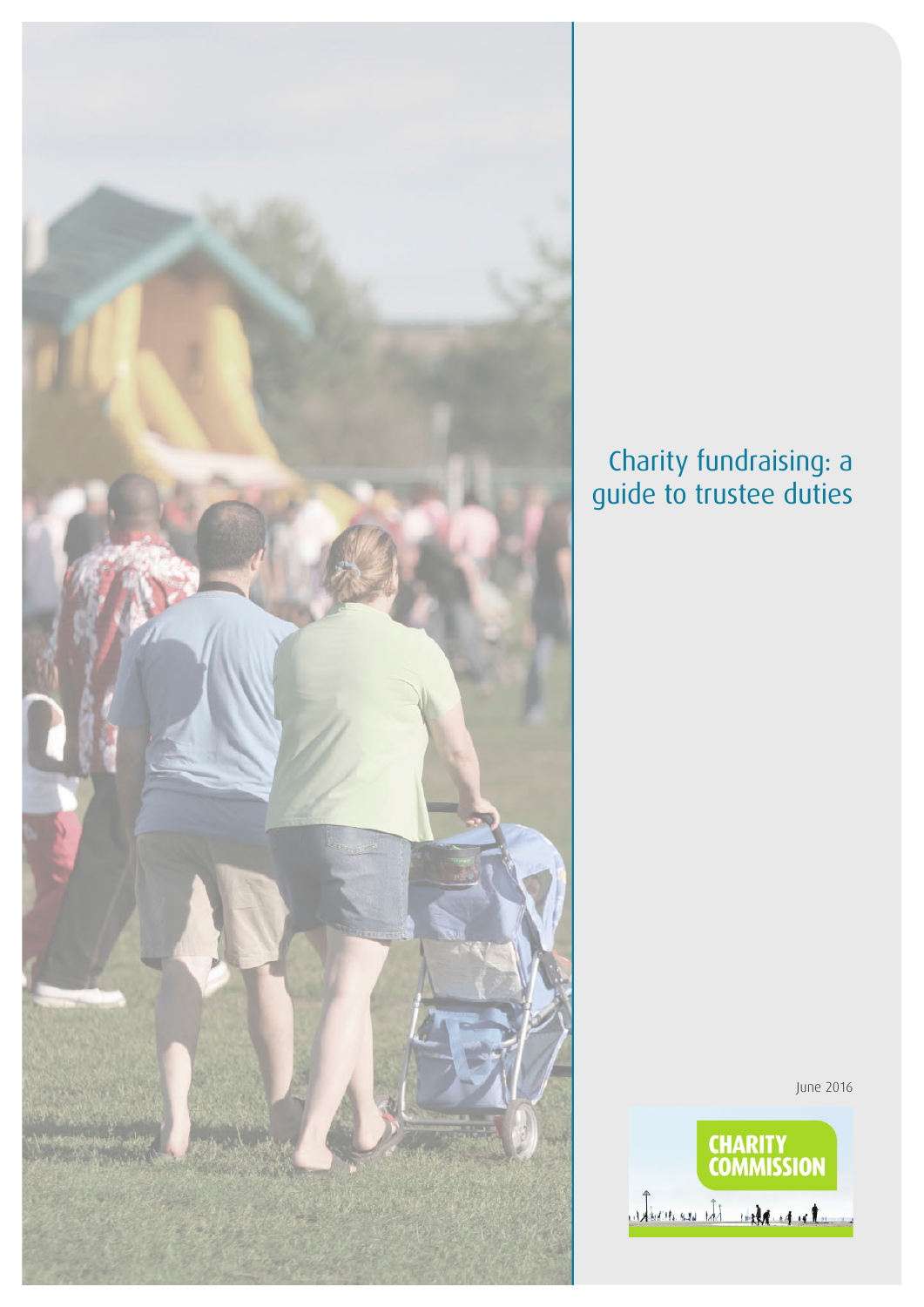# Charity fundraising: a guide to trustee duties

June 2016

CHARITY COMMISSION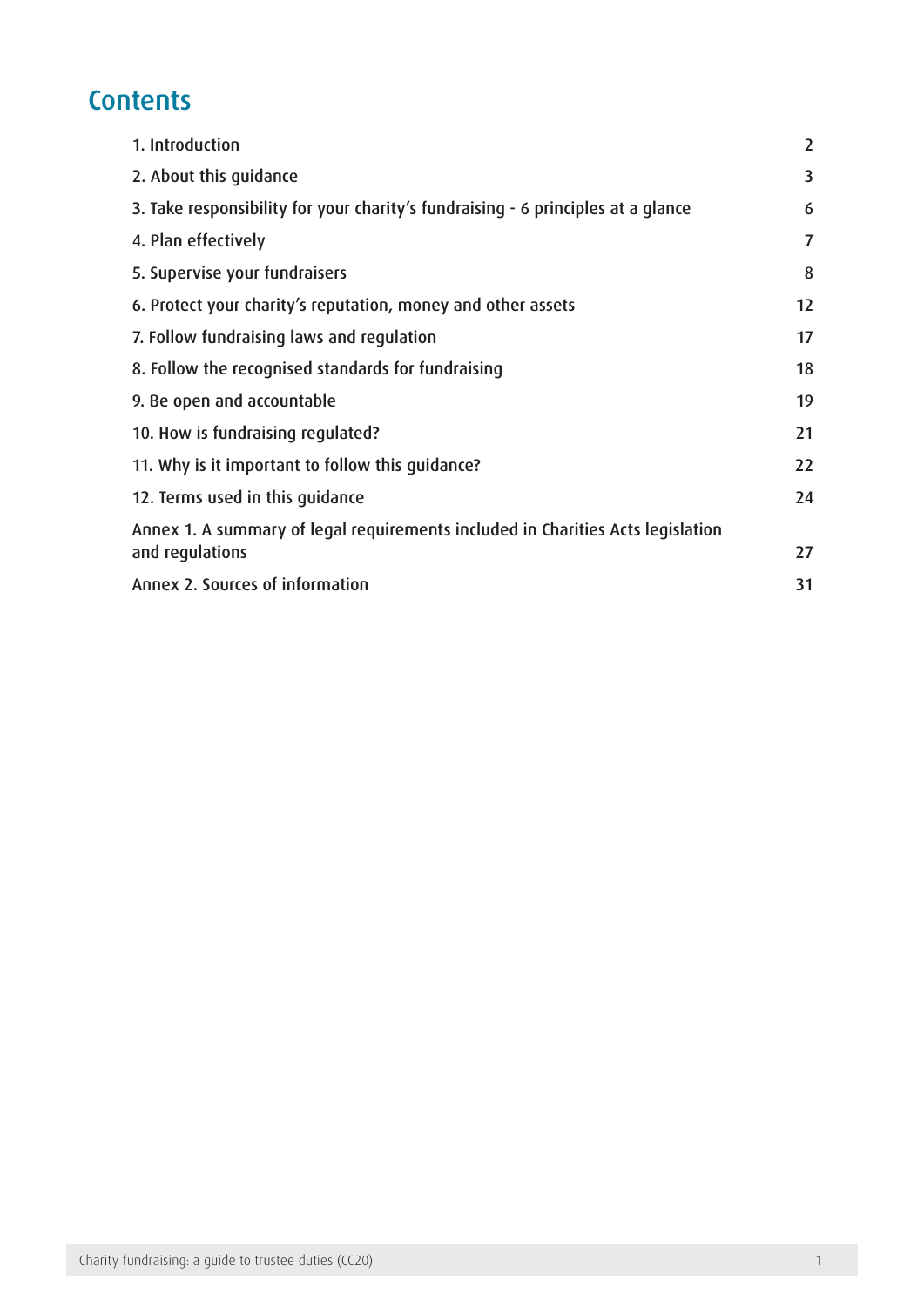# Contents

| | |
|---|---|
| 1. Introduction | 2 |
| 2. About this guidance | 3 |
| 3. Take responsibility for your charity's fundraising - 6 principles at a glance | 6 |
| 4. Plan effectively | 7 |
| 5. Supervise your fundraisers | 8 |
| 6. Protect your charity's reputation, money and other assets | 12 |
| 7. Follow fundraising laws and regulation | 17 |
| 8. Follow the recognised standards for fundraising | 18 |
| 9. Be open and accountable | 19 |
| 10. How is fundraising regulated? | 21 |
| 11. Why is it important to follow this guidance? | 22 |
| 12. Terms used in this guidance | 24 |
| Annex 1. A summary of legal requirements included in Charities Acts legislation and regulations | 27 |
| Annex 2. Sources of information | 31 |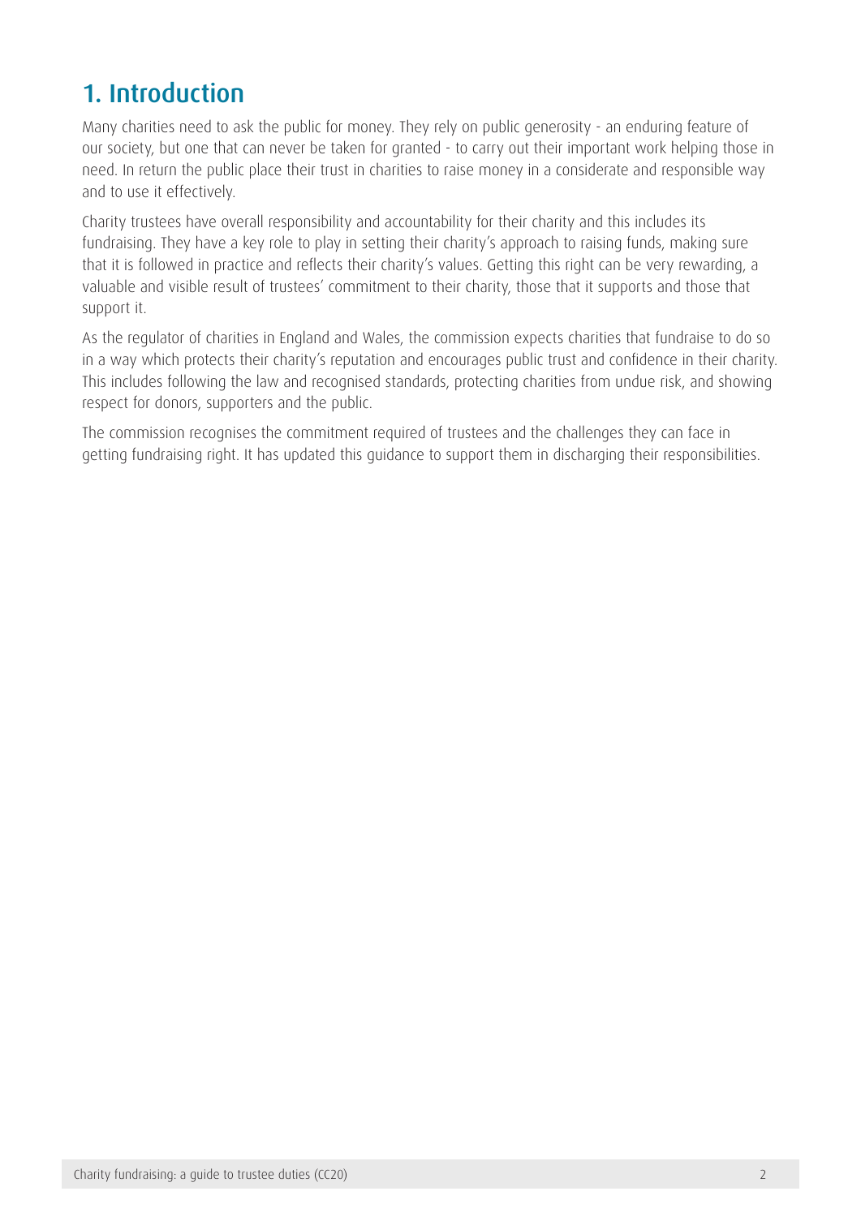# 1. Introduction

Many charities need to ask the public for money. They rely on public generosity - an enduring feature of our society, but one that can never be taken for granted - to carry out their important work helping those in need. In return the public place their trust in charities to raise money in a considerate and responsible way and to use it effectively.

Charity trustees have overall responsibility and accountability for their charity and this includes its fundraising. They have a key role to play in setting their charity's approach to raising funds, making sure that it is followed in practice and reflects their charity's values. Getting this right can be very rewarding, a valuable and visible result of trustees' commitment to their charity, those that it supports and those that support it.

As the regulator of charities in England and Wales, the commission expects charities that fundraise to do so in a way which protects their charity's reputation and encourages public trust and confidence in their charity. This includes following the law and recognised standards, protecting charities from undue risk, and showing respect for donors, supporters and the public.

The commission recognises the commitment required of trustees and the challenges they can face in getting fundraising right. It has updated this guidance to support them in discharging their responsibilities.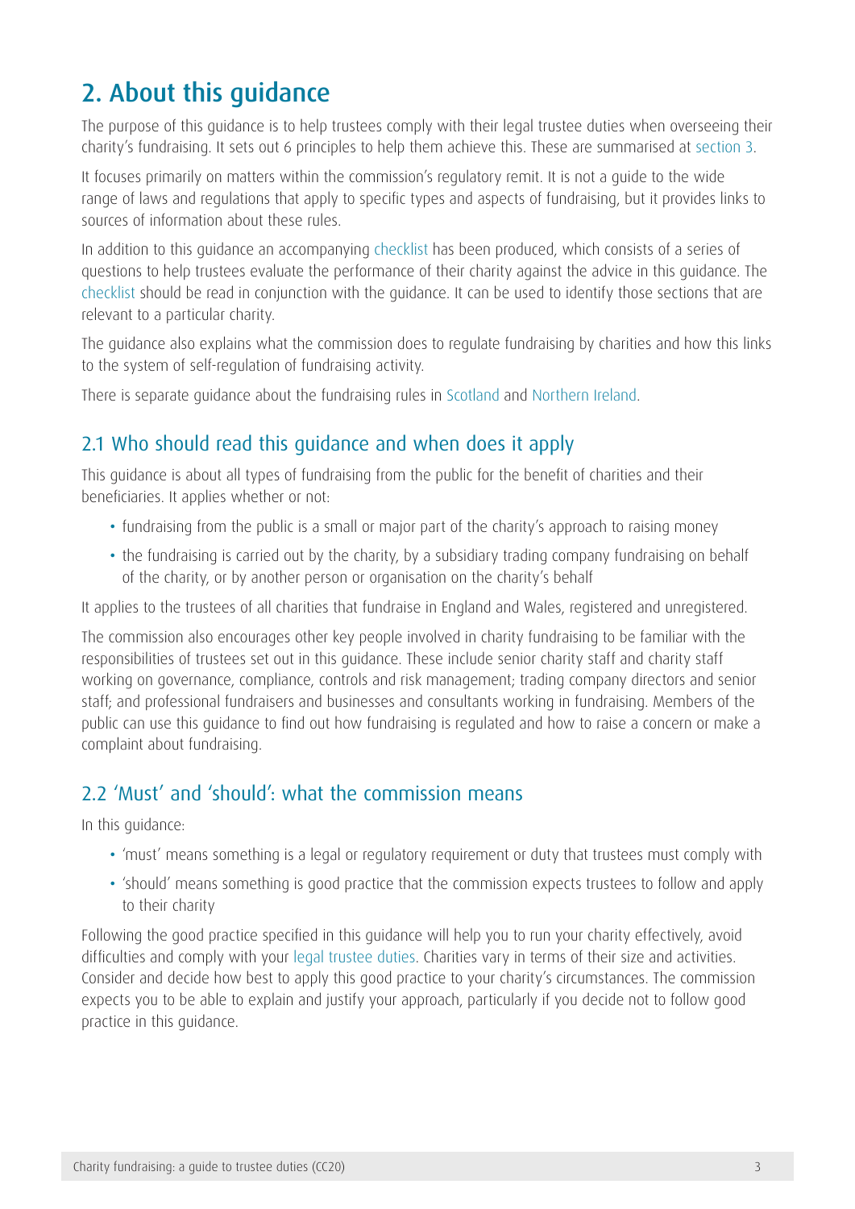## 2. About this guidance

The purpose of this guidance is to help trustees comply with their legal trustee duties when overseeing their charity's fundraising. It sets out 6 principles to help them achieve this. These are summarised at section 3.

It focuses primarily on matters within the commission's regulatory remit. It is not a guide to the wide range of laws and regulations that apply to specific types and aspects of fundraising, but it provides links to sources of information about these rules.

In addition to this guidance an accompanying checklist has been produced, which consists of a series of questions to help trustees evaluate the performance of their charity against the advice in this guidance. The checklist should be read in conjunction with the guidance. It can be used to identify those sections that are relevant to a particular charity.

The guidance also explains what the commission does to regulate fundraising by charities and how this links to the system of self-regulation of fundraising activity.

There is separate guidance about the fundraising rules in Scotland and Northern Ireland.

### 2.1 Who should read this guidance and when does it apply

This guidance is about all types of fundraising from the public for the benefit of charities and their beneficiaries. It applies whether or not:

- fundraising from the public is a small or major part of the charity's approach to raising money
- the fundraising is carried out by the charity, by a subsidiary trading company fundraising on behalf of the charity, or by another person or organisation on the charity's behalf

It applies to the trustees of all charities that fundraise in England and Wales, registered and unregistered.

The commission also encourages other key people involved in charity fundraising to be familiar with the responsibilities of trustees set out in this guidance. These include senior charity staff and charity staff working on governance, compliance, controls and risk management; trading company directors and senior staff; and professional fundraisers and businesses and consultants working in fundraising. Members of the public can use this guidance to find out how fundraising is regulated and how to raise a concern or make a complaint about fundraising.

### 2.2 'Must' and 'should': what the commission means

In this guidance:

- 'must' means something is a legal or regulatory requirement or duty that trustees must comply with
- 'should' means something is good practice that the commission expects trustees to follow and apply to their charity

Following the good practice specified in this guidance will help you to run your charity effectively, avoid difficulties and comply with your legal trustee duties. Charities vary in terms of their size and activities. Consider and decide how best to apply this good practice to your charity's circumstances. The commission expects you to be able to explain and justify your approach, particularly if you decide not to follow good practice in this guidance.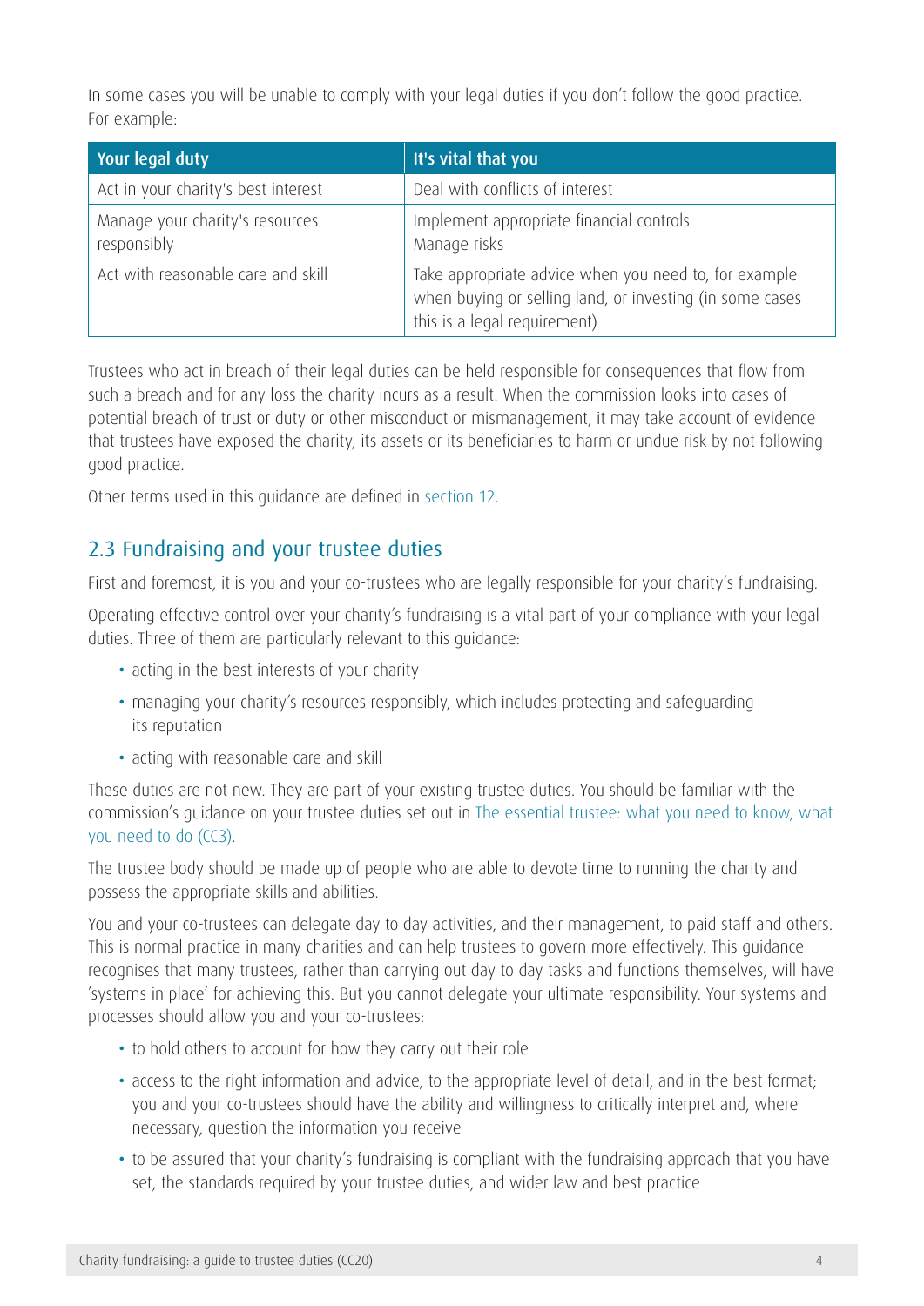In some cases you will be unable to comply with your legal duties if you don't follow the good practice. For example:

| Your legal duty | It's vital that you |
|---|---|
| Act in your charity's best interest | Deal with conflicts of interest |
| Manage your charity's resources responsibly | Implement appropriate financial controls<br>Manage risks |
| Act with reasonable care and skill | Take appropriate advice when you need to, for example when buying or selling land, or investing (in some cases this is a legal requirement) |

Trustees who act in breach of their legal duties can be held responsible for consequences that flow from such a breach and for any loss the charity incurs as a result. When the commission looks into cases of potential breach of trust or duty or other misconduct or mismanagement, it may take account of evidence that trustees have exposed the charity, its assets or its beneficiaries to harm or undue risk by not following good practice.

Other terms used in this guidance are defined in section 12.

## 2.3 Fundraising and your trustee duties

First and foremost, it is you and your co-trustees who are legally responsible for your charity's fundraising.

Operating effective control over your charity's fundraising is a vital part of your compliance with your legal duties. Three of them are particularly relevant to this guidance:

- acting in the best interests of your charity
- managing your charity's resources responsibly, which includes protecting and safeguarding its reputation
- acting with reasonable care and skill

These duties are not new. They are part of your existing trustee duties. You should be familiar with the commission's guidance on your trustee duties set out in The essential trustee: what you need to know, what you need to do (CC3).

The trustee body should be made up of people who are able to devote time to running the charity and possess the appropriate skills and abilities.

You and your co-trustees can delegate day to day activities, and their management, to paid staff and others. This is normal practice in many charities and can help trustees to govern more effectively. This guidance recognises that many trustees, rather than carrying out day to day tasks and functions themselves, will have 'systems in place' for achieving this. But you cannot delegate your ultimate responsibility. Your systems and processes should allow you and your co-trustees:

- to hold others to account for how they carry out their role
- access to the right information and advice, to the appropriate level of detail, and in the best format; you and your co-trustees should have the ability and willingness to critically interpret and, where necessary, question the information you receive
- to be assured that your charity's fundraising is compliant with the fundraising approach that you have set, the standards required by your trustee duties, and wider law and best practice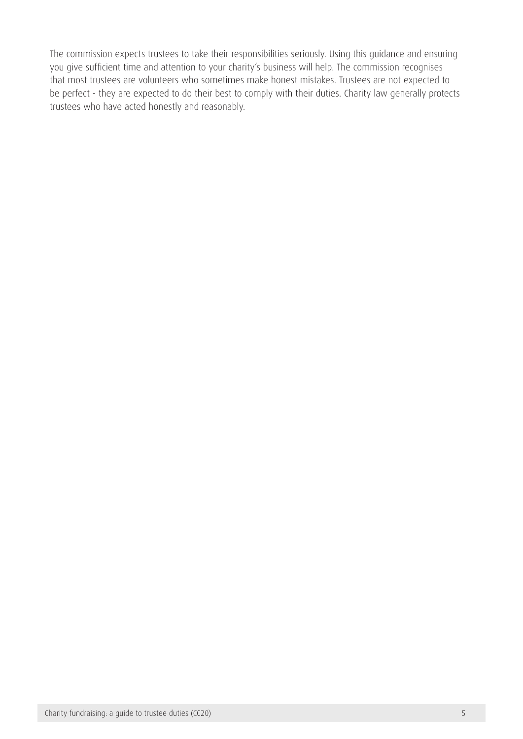The commission expects trustees to take their responsibilities seriously. Using this guidance and ensuring you give sufficient time and attention to your charity's business will help. The commission recognises that most trustees are volunteers who sometimes make honest mistakes. Trustees are not expected to be perfect - they are expected to do their best to comply with their duties. Charity law generally protects trustees who have acted honestly and reasonably.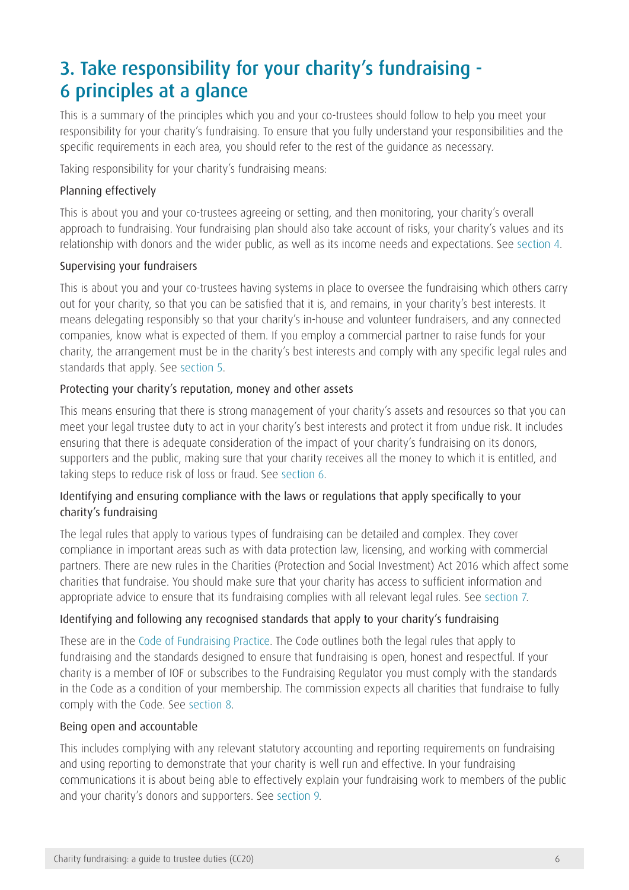## 3. Take responsibility for your charity's fundraising - 6 principles at a glance

This is a summary of the principles which you and your co-trustees should follow to help you meet your responsibility for your charity's fundraising. To ensure that you fully understand your responsibilities and the specific requirements in each area, you should refer to the rest of the guidance as necessary.

Taking responsibility for your charity's fundraising means:

### Planning effectively

This is about you and your co-trustees agreeing or setting, and then monitoring, your charity's overall approach to fundraising. Your fundraising plan should also take account of risks, your charity's values and its relationship with donors and the wider public, as well as its income needs and expectations. See section 4.

### Supervising your fundraisers

This is about you and your co-trustees having systems in place to oversee the fundraising which others carry out for your charity, so that you can be satisfied that it is, and remains, in your charity's best interests. It means delegating responsibly so that your charity's in-house and volunteer fundraisers, and any connected companies, know what is expected of them. If you employ a commercial partner to raise funds for your charity, the arrangement must be in the charity's best interests and comply with any specific legal rules and standards that apply. See section 5.

### Protecting your charity's reputation, money and other assets

This means ensuring that there is strong management of your charity's assets and resources so that you can meet your legal trustee duty to act in your charity's best interests and protect it from undue risk. It includes ensuring that there is adequate consideration of the impact of your charity's fundraising on its donors, supporters and the public, making sure that your charity receives all the money to which it is entitled, and taking steps to reduce risk of loss or fraud. See section 6.

### Identifying and ensuring compliance with the laws or regulations that apply specifically to your charity's fundraising

The legal rules that apply to various types of fundraising can be detailed and complex. They cover compliance in important areas such as with data protection law, licensing, and working with commercial partners. There are new rules in the Charities (Protection and Social Investment) Act 2016 which affect some charities that fundraise. You should make sure that your charity has access to sufficient information and appropriate advice to ensure that its fundraising complies with all relevant legal rules. See section 7.

### Identifying and following any recognised standards that apply to your charity's fundraising

These are in the Code of Fundraising Practice. The Code outlines both the legal rules that apply to fundraising and the standards designed to ensure that fundraising is open, honest and respectful. If your charity is a member of IOF or subscribes to the Fundraising Regulator you must comply with the standards in the Code as a condition of your membership. The commission expects all charities that fundraise to fully comply with the Code. See section 8.

### Being open and accountable

This includes complying with any relevant statutory accounting and reporting requirements on fundraising and using reporting to demonstrate that your charity is well run and effective. In your fundraising communications it is about being able to effectively explain your fundraising work to members of the public and your charity's donors and supporters. See section 9.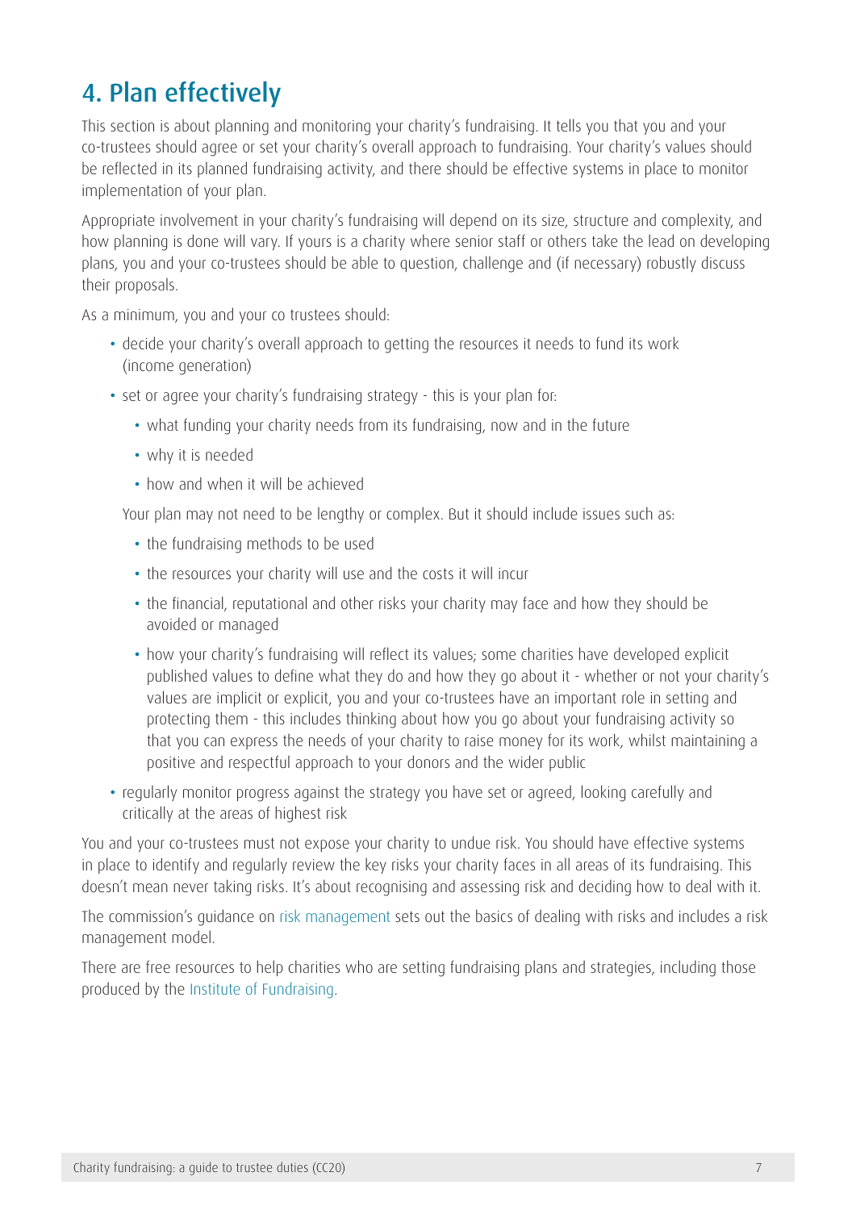## 4. Plan effectively

This section is about planning and monitoring your charity's fundraising. It tells you that you and your co-trustees should agree or set your charity's overall approach to fundraising. Your charity's values should be reflected in its planned fundraising activity, and there should be effective systems in place to monitor implementation of your plan.

Appropriate involvement in your charity's fundraising will depend on its size, structure and complexity, and how planning is done will vary. If yours is a charity where senior staff or others take the lead on developing plans, you and your co-trustees should be able to question, challenge and (if necessary) robustly discuss their proposals.

As a minimum, you and your co trustees should:

- decide your charity's overall approach to getting the resources it needs to fund its work (income generation)
- set or agree your charity's fundraising strategy - this is your plan for:
  - what funding your charity needs from its fundraising, now and in the future
  - why it is needed
  - how and when it will be achieved

  Your plan may not need to be lengthy or complex. But it should include issues such as:

  - the fundraising methods to be used
  - the resources your charity will use and the costs it will incur
  - the financial, reputational and other risks your charity may face and how they should be avoided or managed
  - how your charity's fundraising will reflect its values; some charities have developed explicit published values to define what they do and how they go about it - whether or not your charity's values are implicit or explicit, you and your co-trustees have an important role in setting and protecting them - this includes thinking about how you go about your fundraising activity so that you can express the needs of your charity to raise money for its work, whilst maintaining a positive and respectful approach to your donors and the wider public
- regularly monitor progress against the strategy you have set or agreed, looking carefully and critically at the areas of highest risk

You and your co-trustees must not expose your charity to undue risk. You should have effective systems in place to identify and regularly review the key risks your charity faces in all areas of its fundraising. This doesn't mean never taking risks. It's about recognising and assessing risk and deciding how to deal with it.

The commission's guidance on risk management sets out the basics of dealing with risks and includes a risk management model.

There are free resources to help charities who are setting fundraising plans and strategies, including those produced by the Institute of Fundraising.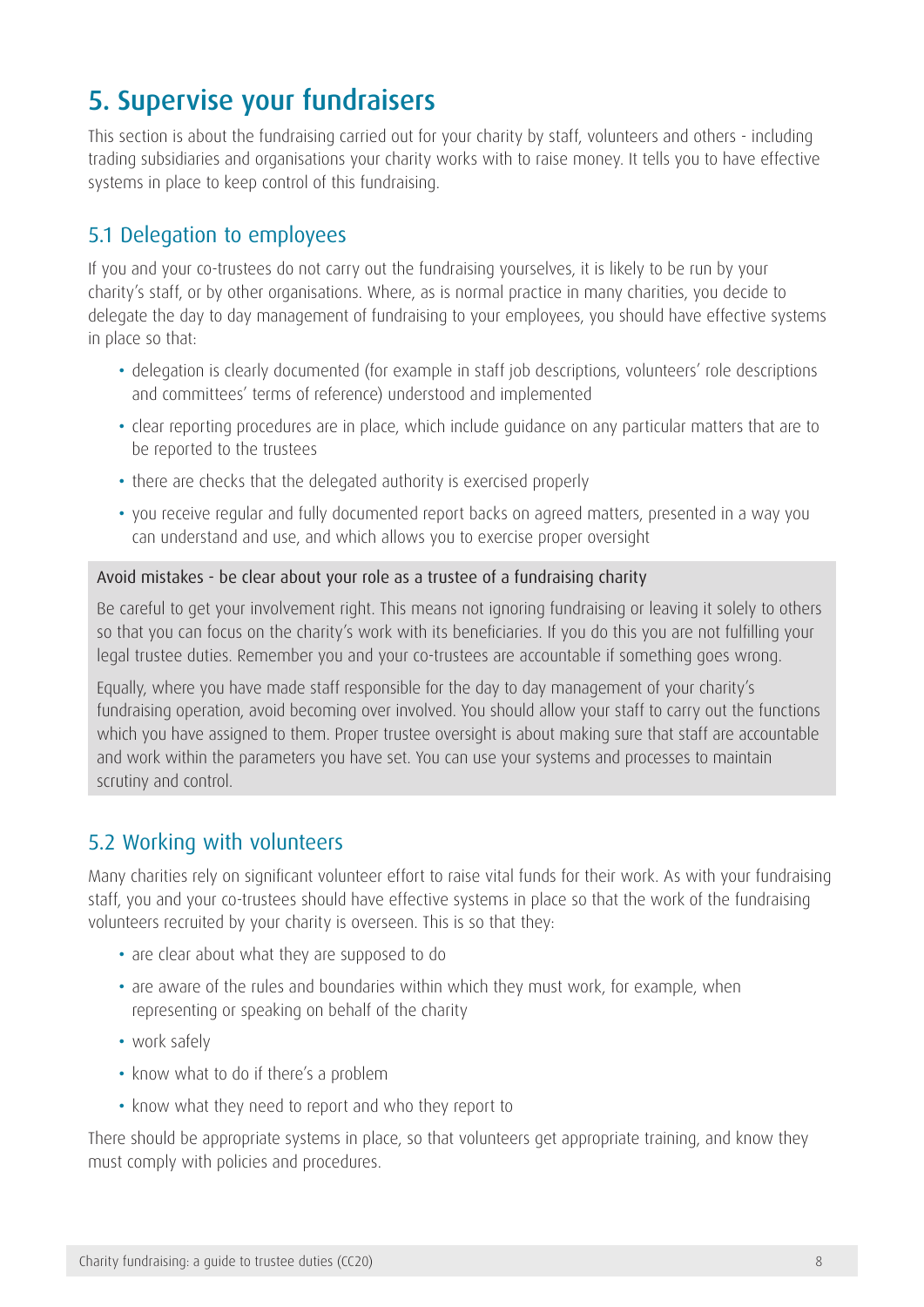# 5. Supervise your fundraisers

This section is about the fundraising carried out for your charity by staff, volunteers and others - including trading subsidiaries and organisations your charity works with to raise money. It tells you to have effective systems in place to keep control of this fundraising.

## 5.1 Delegation to employees

If you and your co-trustees do not carry out the fundraising yourselves, it is likely to be run by your charity's staff, or by other organisations. Where, as is normal practice in many charities, you decide to delegate the day to day management of fundraising to your employees, you should have effective systems in place so that:

- delegation is clearly documented (for example in staff job descriptions, volunteers' role descriptions and committees' terms of reference) understood and implemented
- clear reporting procedures are in place, which include guidance on any particular matters that are to be reported to the trustees
- there are checks that the delegated authority is exercised properly
- you receive regular and fully documented report backs on agreed matters, presented in a way you can understand and use, and which allows you to exercise proper oversight

> **Avoid mistakes - be clear about your role as a trustee of a fundraising charity**
>
> Be careful to get your involvement right. This means not ignoring fundraising or leaving it solely to others so that you can focus on the charity's work with its beneficiaries. If you do this you are not fulfilling your legal trustee duties. Remember you and your co-trustees are accountable if something goes wrong.
>
> Equally, where you have made staff responsible for the day to day management of your charity's fundraising operation, avoid becoming over involved. You should allow your staff to carry out the functions which you have assigned to them. Proper trustee oversight is about making sure that staff are accountable and work within the parameters you have set. You can use your systems and processes to maintain scrutiny and control.

## 5.2 Working with volunteers

Many charities rely on significant volunteer effort to raise vital funds for their work. As with your fundraising staff, you and your co-trustees should have effective systems in place so that the work of the fundraising volunteers recruited by your charity is overseen. This is so that they:

- are clear about what they are supposed to do
- are aware of the rules and boundaries within which they must work, for example, when representing or speaking on behalf of the charity
- work safely
- know what to do if there's a problem
- know what they need to report and who they report to

There should be appropriate systems in place, so that volunteers get appropriate training, and know they must comply with policies and procedures.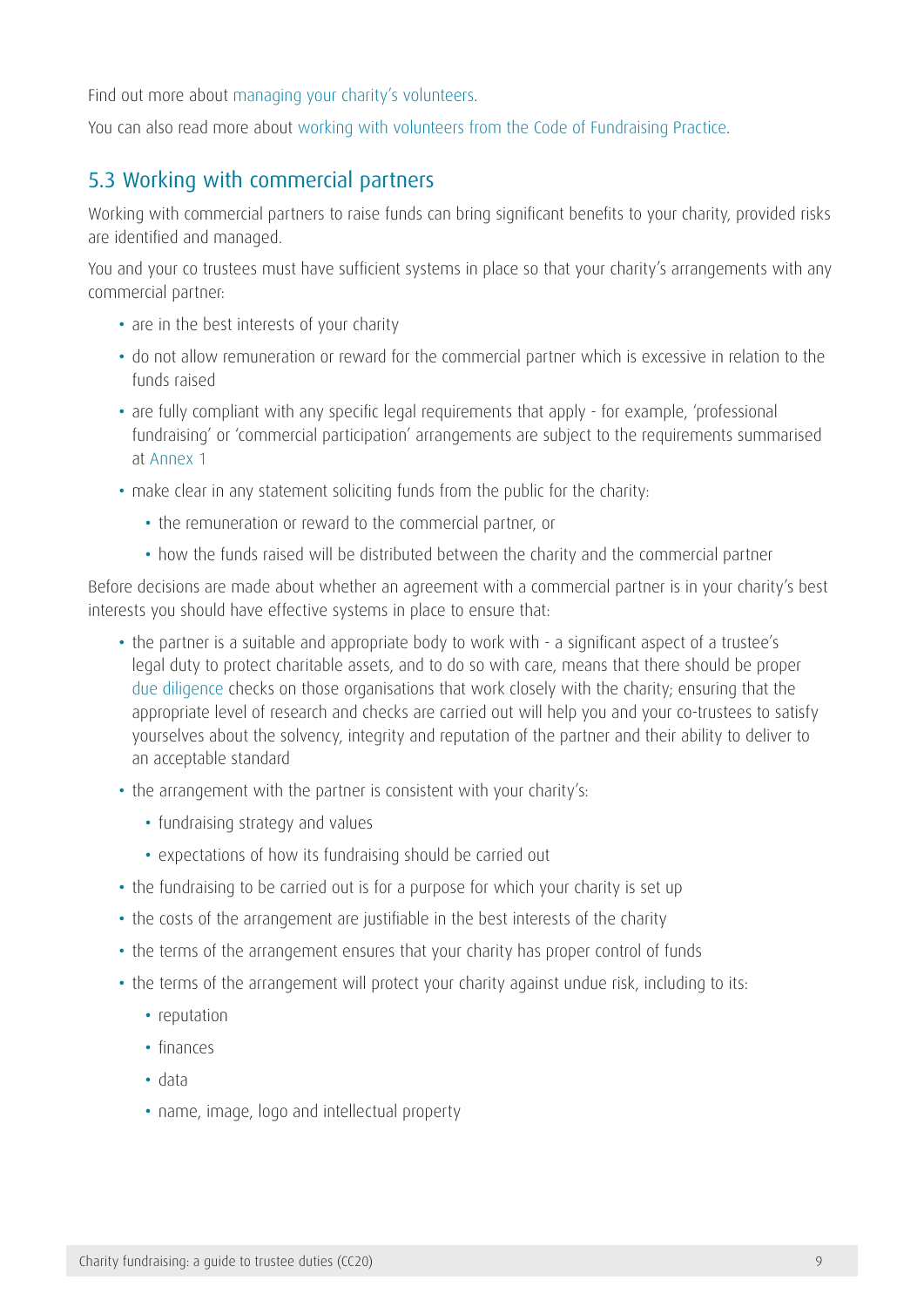Find out more about managing your charity's volunteers.

You can also read more about working with volunteers from the Code of Fundraising Practice.

## 5.3 Working with commercial partners

Working with commercial partners to raise funds can bring significant benefits to your charity, provided risks are identified and managed.

You and your co trustees must have sufficient systems in place so that your charity's arrangements with any commercial partner:

- are in the best interests of your charity
- do not allow remuneration or reward for the commercial partner which is excessive in relation to the funds raised
- are fully compliant with any specific legal requirements that apply - for example, 'professional fundraising' or 'commercial participation' arrangements are subject to the requirements summarised at Annex 1
- make clear in any statement soliciting funds from the public for the charity:
  - the remuneration or reward to the commercial partner, or
  - how the funds raised will be distributed between the charity and the commercial partner

Before decisions are made about whether an agreement with a commercial partner is in your charity's best interests you should have effective systems in place to ensure that:

- the partner is a suitable and appropriate body to work with - a significant aspect of a trustee's legal duty to protect charitable assets, and to do so with care, means that there should be proper due diligence checks on those organisations that work closely with the charity; ensuring that the appropriate level of research and checks are carried out will help you and your co-trustees to satisfy yourselves about the solvency, integrity and reputation of the partner and their ability to deliver to an acceptable standard
- the arrangement with the partner is consistent with your charity's:
  - fundraising strategy and values
  - expectations of how its fundraising should be carried out
- the fundraising to be carried out is for a purpose for which your charity is set up
- the costs of the arrangement are justifiable in the best interests of the charity
- the terms of the arrangement ensures that your charity has proper control of funds
- the terms of the arrangement will protect your charity against undue risk, including to its:
  - reputation
  - finances
  - data
  - name, image, logo and intellectual property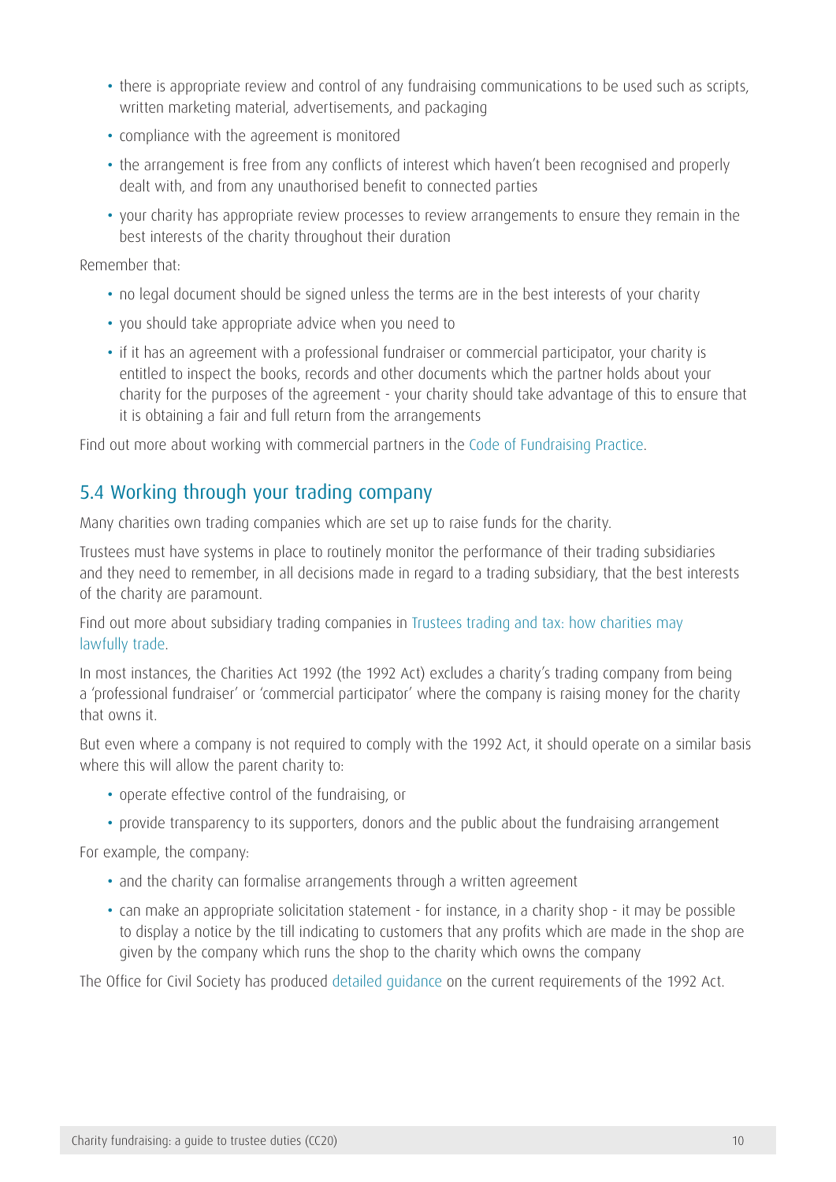- there is appropriate review and control of any fundraising communications to be used such as scripts, written marketing material, advertisements, and packaging
- compliance with the agreement is monitored
- the arrangement is free from any conflicts of interest which haven't been recognised and properly dealt with, and from any unauthorised benefit to connected parties
- your charity has appropriate review processes to review arrangements to ensure they remain in the best interests of the charity throughout their duration

Remember that:

- no legal document should be signed unless the terms are in the best interests of your charity
- you should take appropriate advice when you need to
- if it has an agreement with a professional fundraiser or commercial participator, your charity is entitled to inspect the books, records and other documents which the partner holds about your charity for the purposes of the agreement - your charity should take advantage of this to ensure that it is obtaining a fair and full return from the arrangements

Find out more about working with commercial partners in the Code of Fundraising Practice.

## 5.4 Working through your trading company

Many charities own trading companies which are set up to raise funds for the charity.

Trustees must have systems in place to routinely monitor the performance of their trading subsidiaries and they need to remember, in all decisions made in regard to a trading subsidiary, that the best interests of the charity are paramount.

Find out more about subsidiary trading companies in Trustees trading and tax: how charities may lawfully trade.

In most instances, the Charities Act 1992 (the 1992 Act) excludes a charity's trading company from being a 'professional fundraiser' or 'commercial participator' where the company is raising money for the charity that owns it.

But even where a company is not required to comply with the 1992 Act, it should operate on a similar basis where this will allow the parent charity to:

- operate effective control of the fundraising, or
- provide transparency to its supporters, donors and the public about the fundraising arrangement

For example, the company:

- and the charity can formalise arrangements through a written agreement
- can make an appropriate solicitation statement - for instance, in a charity shop - it may be possible to display a notice by the till indicating to customers that any profits which are made in the shop are given by the company which runs the shop to the charity which owns the company

The Office for Civil Society has produced detailed guidance on the current requirements of the 1992 Act.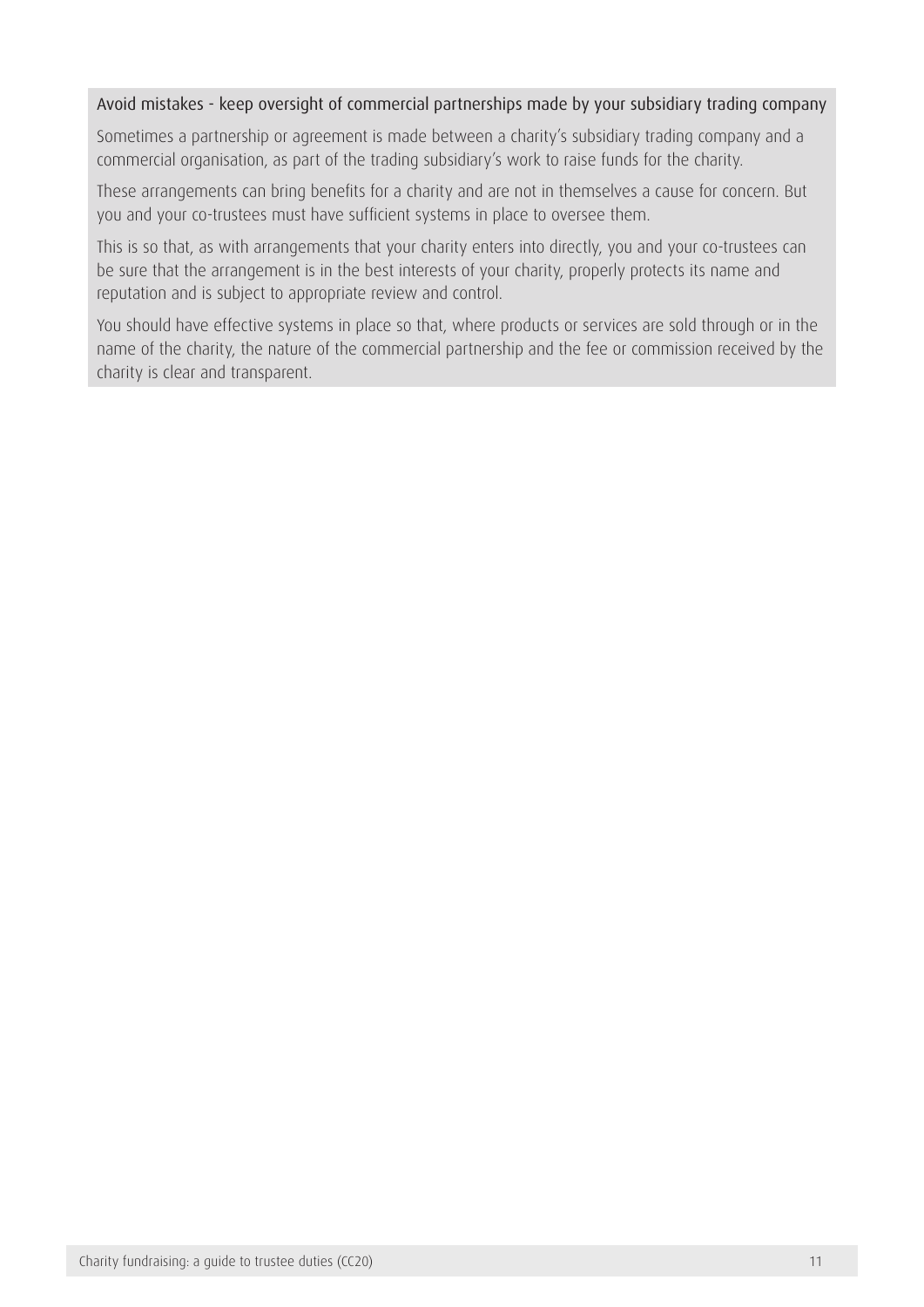#### Avoid mistakes - keep oversight of commercial partnerships made by your subsidiary trading company

Sometimes a partnership or agreement is made between a charity's subsidiary trading company and a commercial organisation, as part of the trading subsidiary's work to raise funds for the charity.

These arrangements can bring benefits for a charity and are not in themselves a cause for concern. But you and your co-trustees must have sufficient systems in place to oversee them.

This is so that, as with arrangements that your charity enters into directly, you and your co-trustees can be sure that the arrangement is in the best interests of your charity, properly protects its name and reputation and is subject to appropriate review and control.

You should have effective systems in place so that, where products or services are sold through or in the name of the charity, the nature of the commercial partnership and the fee or commission received by the charity is clear and transparent.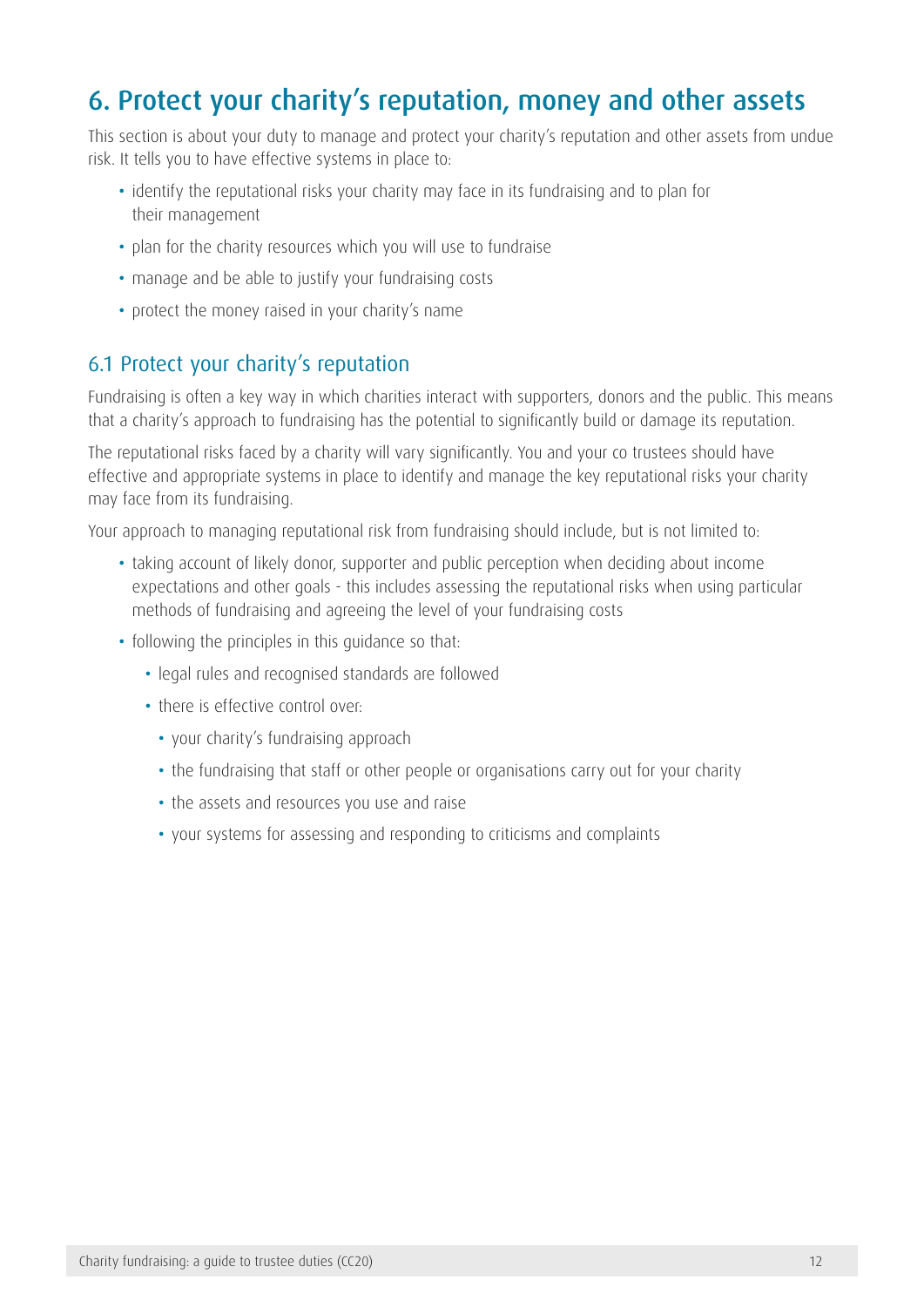# 6. Protect your charity's reputation, money and other assets

This section is about your duty to manage and protect your charity's reputation and other assets from undue risk. It tells you to have effective systems in place to:

- identify the reputational risks your charity may face in its fundraising and to plan for their management
- plan for the charity resources which you will use to fundraise
- manage and be able to justify your fundraising costs
- protect the money raised in your charity's name

## 6.1 Protect your charity's reputation

Fundraising is often a key way in which charities interact with supporters, donors and the public. This means that a charity's approach to fundraising has the potential to significantly build or damage its reputation.

The reputational risks faced by a charity will vary significantly. You and your co trustees should have effective and appropriate systems in place to identify and manage the key reputational risks your charity may face from its fundraising.

Your approach to managing reputational risk from fundraising should include, but is not limited to:

- taking account of likely donor, supporter and public perception when deciding about income expectations and other goals - this includes assessing the reputational risks when using particular methods of fundraising and agreeing the level of your fundraising costs
- following the principles in this guidance so that:
  - legal rules and recognised standards are followed
  - there is effective control over:
    - your charity's fundraising approach
    - the fundraising that staff or other people or organisations carry out for your charity
    - the assets and resources you use and raise
    - your systems for assessing and responding to criticisms and complaints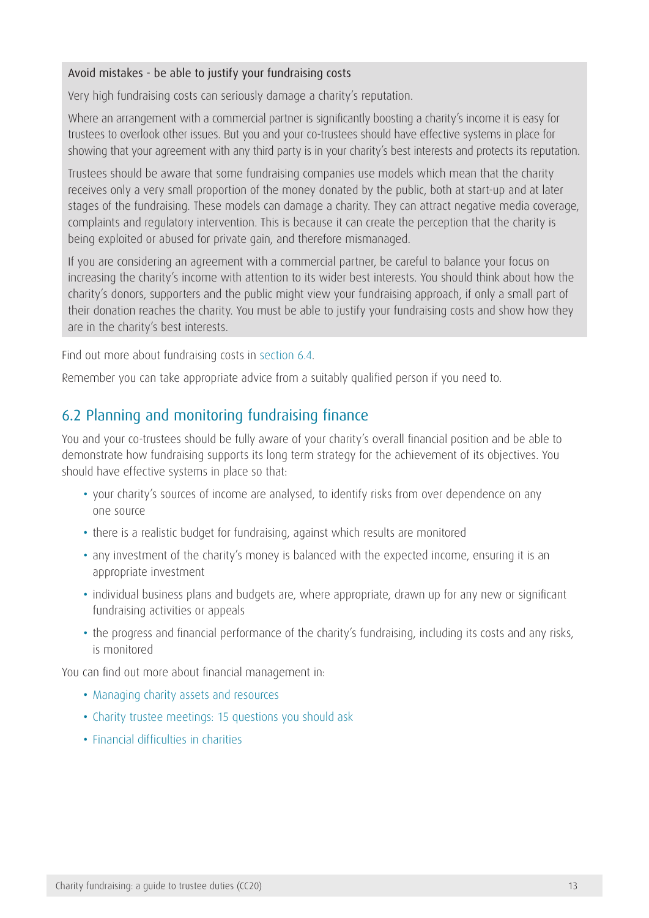**Avoid mistakes - be able to justify your fundraising costs**

Very high fundraising costs can seriously damage a charity's reputation.

Where an arrangement with a commercial partner is significantly boosting a charity's income it is easy for trustees to overlook other issues. But you and your co-trustees should have effective systems in place for showing that your agreement with any third party is in your charity's best interests and protects its reputation.

Trustees should be aware that some fundraising companies use models which mean that the charity receives only a very small proportion of the money donated by the public, both at start-up and at later stages of the fundraising. These models can damage a charity. They can attract negative media coverage, complaints and regulatory intervention. This is because it can create the perception that the charity is being exploited or abused for private gain, and therefore mismanaged.

If you are considering an agreement with a commercial partner, be careful to balance your focus on increasing the charity's income with attention to its wider best interests. You should think about how the charity's donors, supporters and the public might view your fundraising approach, if only a small part of their donation reaches the charity. You must be able to justify your fundraising costs and show how they are in the charity's best interests.

Find out more about fundraising costs in section 6.4.

Remember you can take appropriate advice from a suitably qualified person if you need to.

## 6.2 Planning and monitoring fundraising finance

You and your co-trustees should be fully aware of your charity's overall financial position and be able to demonstrate how fundraising supports its long term strategy for the achievement of its objectives. You should have effective systems in place so that:

- your charity's sources of income are analysed, to identify risks from over dependence on any one source
- there is a realistic budget for fundraising, against which results are monitored
- any investment of the charity's money is balanced with the expected income, ensuring it is an appropriate investment
- individual business plans and budgets are, where appropriate, drawn up for any new or significant fundraising activities or appeals
- the progress and financial performance of the charity's fundraising, including its costs and any risks, is monitored

You can find out more about financial management in:

- Managing charity assets and resources
- Charity trustee meetings: 15 questions you should ask
- Financial difficulties in charities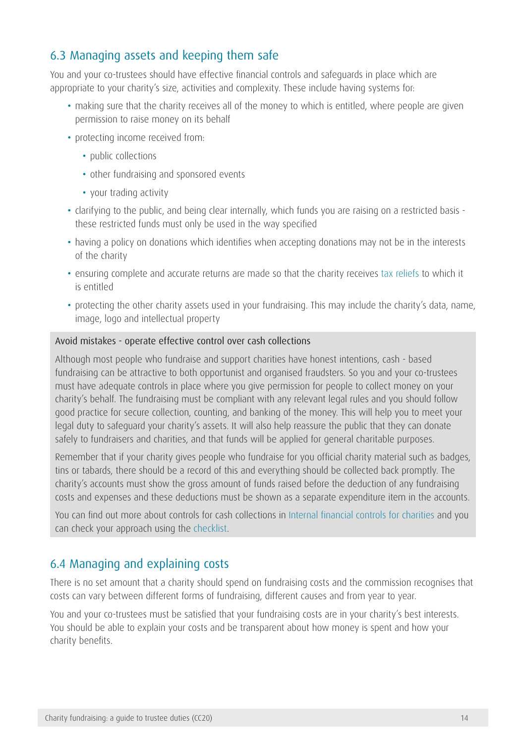## 6.3 Managing assets and keeping them safe

You and your co-trustees should have effective financial controls and safeguards in place which are appropriate to your charity's size, activities and complexity. These include having systems for:

- making sure that the charity receives all of the money to which is entitled, where people are given permission to raise money on its behalf
- protecting income received from:
  - public collections
  - other fundraising and sponsored events
  - your trading activity
- clarifying to the public, and being clear internally, which funds you are raising on a restricted basis - these restricted funds must only be used in the way specified
- having a policy on donations which identifies when accepting donations may not be in the interests of the charity
- ensuring complete and accurate returns are made so that the charity receives tax reliefs to which it is entitled
- protecting the other charity assets used in your fundraising. This may include the charity's data, name, image, logo and intellectual property

**Avoid mistakes - operate effective control over cash collections**

Although most people who fundraise and support charities have honest intentions, cash - based fundraising can be attractive to both opportunist and organised fraudsters. So you and your co-trustees must have adequate controls in place where you give permission for people to collect money on your charity's behalf. The fundraising must be compliant with any relevant legal rules and you should follow good practice for secure collection, counting, and banking of the money. This will help you to meet your legal duty to safeguard your charity's assets. It will also help reassure the public that they can donate safely to fundraisers and charities, and that funds will be applied for general charitable purposes.

Remember that if your charity gives people who fundraise for you official charity material such as badges, tins or tabards, there should be a record of this and everything should be collected back promptly. The charity's accounts must show the gross amount of funds raised before the deduction of any fundraising costs and expenses and these deductions must be shown as a separate expenditure item in the accounts.

You can find out more about controls for cash collections in Internal financial controls for charities and you can check your approach using the checklist.

## 6.4 Managing and explaining costs

There is no set amount that a charity should spend on fundraising costs and the commission recognises that costs can vary between different forms of fundraising, different causes and from year to year.

You and your co-trustees must be satisfied that your fundraising costs are in your charity's best interests. You should be able to explain your costs and be transparent about how money is spent and how your charity benefits.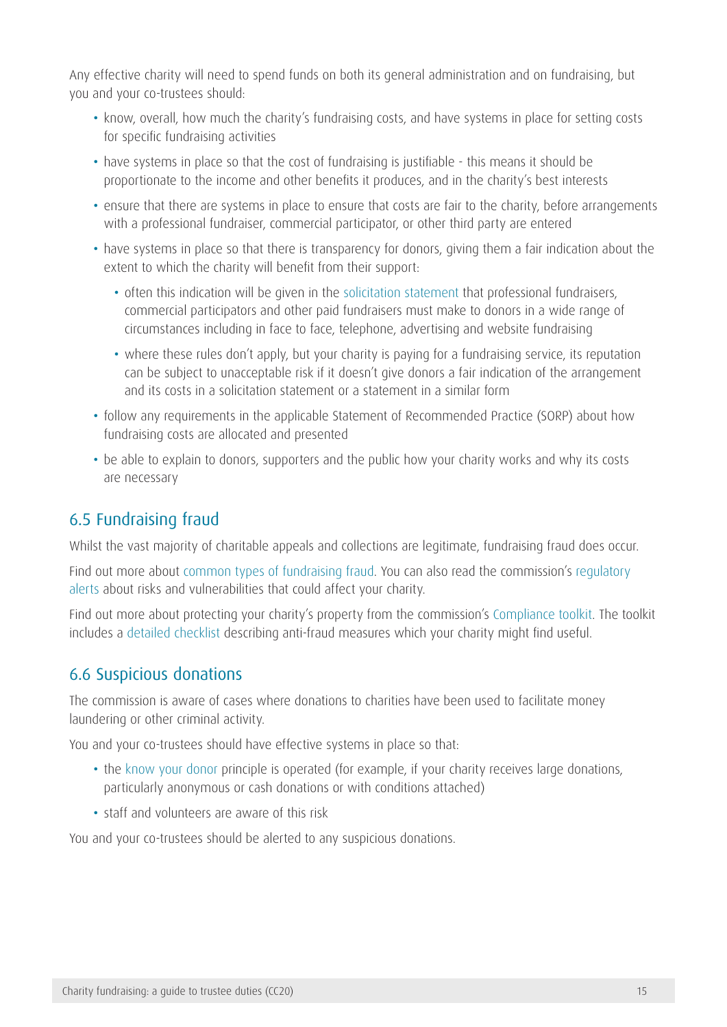Any effective charity will need to spend funds on both its general administration and on fundraising, but you and your co-trustees should:

- know, overall, how much the charity's fundraising costs, and have systems in place for setting costs for specific fundraising activities
- have systems in place so that the cost of fundraising is justifiable - this means it should be proportionate to the income and other benefits it produces, and in the charity's best interests
- ensure that there are systems in place to ensure that costs are fair to the charity, before arrangements with a professional fundraiser, commercial participator, or other third party are entered
- have systems in place so that there is transparency for donors, giving them a fair indication about the extent to which the charity will benefit from their support:
  - often this indication will be given in the solicitation statement that professional fundraisers, commercial participators and other paid fundraisers must make to donors in a wide range of circumstances including in face to face, telephone, advertising and website fundraising
  - where these rules don't apply, but your charity is paying for a fundraising service, its reputation can be subject to unacceptable risk if it doesn't give donors a fair indication of the arrangement and its costs in a solicitation statement or a statement in a similar form
- follow any requirements in the applicable Statement of Recommended Practice (SORP) about how fundraising costs are allocated and presented
- be able to explain to donors, supporters and the public how your charity works and why its costs are necessary

## 6.5 Fundraising fraud

Whilst the vast majority of charitable appeals and collections are legitimate, fundraising fraud does occur.

Find out more about common types of fundraising fraud. You can also read the commission's regulatory alerts about risks and vulnerabilities that could affect your charity.

Find out more about protecting your charity's property from the commission's Compliance toolkit. The toolkit includes a detailed checklist describing anti-fraud measures which your charity might find useful.

## 6.6 Suspicious donations

The commission is aware of cases where donations to charities have been used to facilitate money laundering or other criminal activity.

You and your co-trustees should have effective systems in place so that:

- the know your donor principle is operated (for example, if your charity receives large donations, particularly anonymous or cash donations or with conditions attached)
- staff and volunteers are aware of this risk

You and your co-trustees should be alerted to any suspicious donations.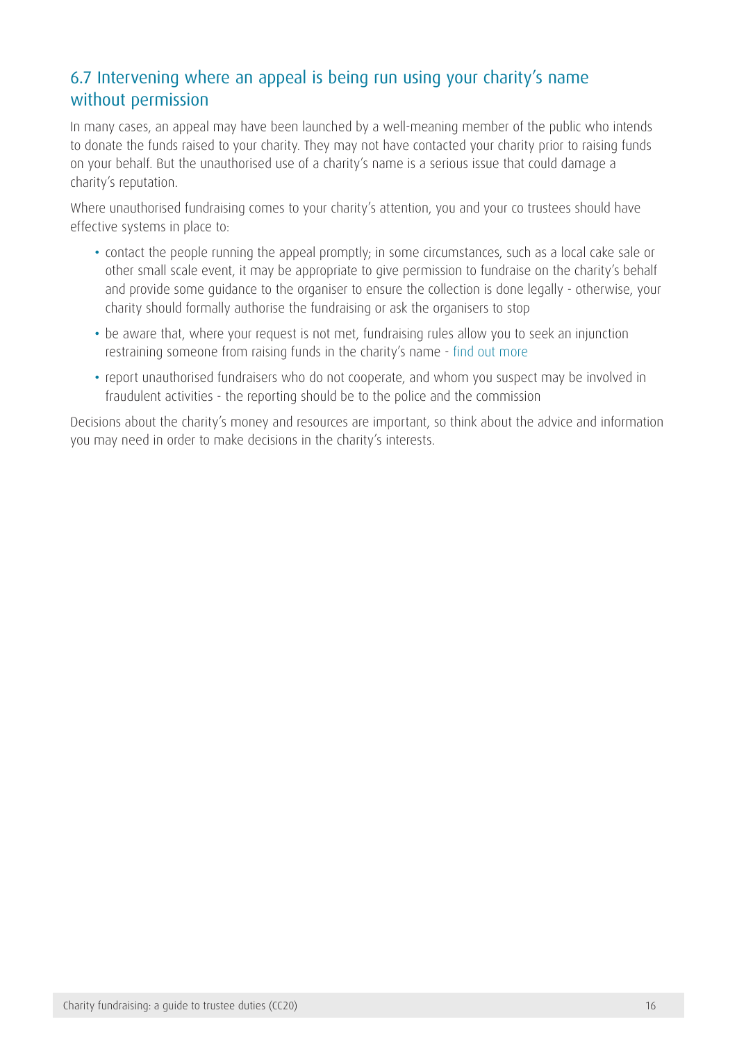## 6.7 Intervening where an appeal is being run using your charity's name without permission

In many cases, an appeal may have been launched by a well-meaning member of the public who intends to donate the funds raised to your charity. They may not have contacted your charity prior to raising funds on your behalf. But the unauthorised use of a charity's name is a serious issue that could damage a charity's reputation.

Where unauthorised fundraising comes to your charity's attention, you and your co trustees should have effective systems in place to:

- contact the people running the appeal promptly; in some circumstances, such as a local cake sale or other small scale event, it may be appropriate to give permission to fundraise on the charity's behalf and provide some guidance to the organiser to ensure the collection is done legally - otherwise, your charity should formally authorise the fundraising or ask the organisers to stop
- be aware that, where your request is not met, fundraising rules allow you to seek an injunction restraining someone from raising funds in the charity's name - find out more
- report unauthorised fundraisers who do not cooperate, and whom you suspect may be involved in fraudulent activities - the reporting should be to the police and the commission

Decisions about the charity's money and resources are important, so think about the advice and information you may need in order to make decisions in the charity's interests.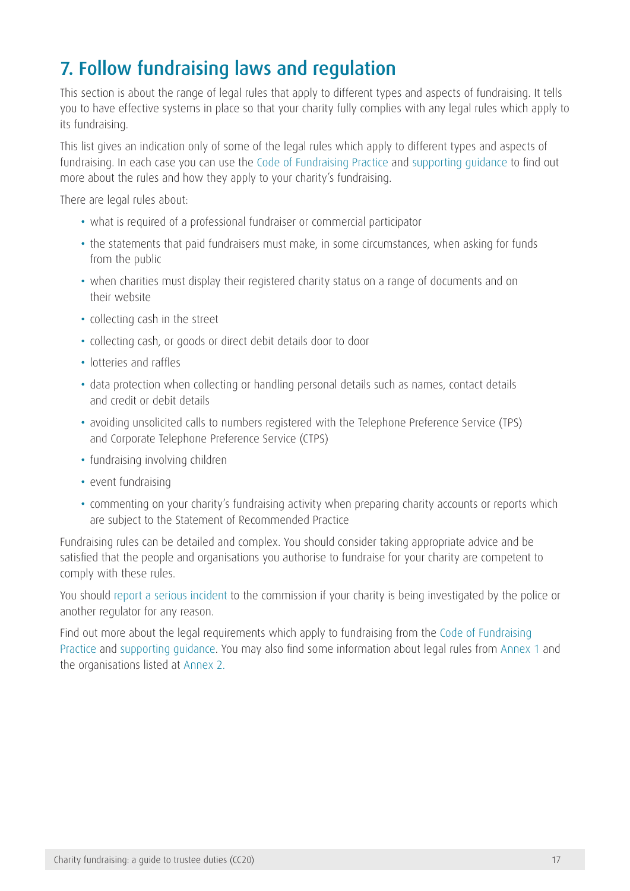# 7. Follow fundraising laws and regulation

This section is about the range of legal rules that apply to different types and aspects of fundraising. It tells you to have effective systems in place so that your charity fully complies with any legal rules which apply to its fundraising.

This list gives an indication only of some of the legal rules which apply to different types and aspects of fundraising. In each case you can use the Code of Fundraising Practice and supporting guidance to find out more about the rules and how they apply to your charity's fundraising.

There are legal rules about:

- what is required of a professional fundraiser or commercial participator
- the statements that paid fundraisers must make, in some circumstances, when asking for funds from the public
- when charities must display their registered charity status on a range of documents and on their website
- collecting cash in the street
- collecting cash, or goods or direct debit details door to door
- lotteries and raffles
- data protection when collecting or handling personal details such as names, contact details and credit or debit details
- avoiding unsolicited calls to numbers registered with the Telephone Preference Service (TPS) and Corporate Telephone Preference Service (CTPS)
- fundraising involving children
- event fundraising
- commenting on your charity's fundraising activity when preparing charity accounts or reports which are subject to the Statement of Recommended Practice

Fundraising rules can be detailed and complex. You should consider taking appropriate advice and be satisfied that the people and organisations you authorise to fundraise for your charity are competent to comply with these rules.

You should report a serious incident to the commission if your charity is being investigated by the police or another regulator for any reason.

Find out more about the legal requirements which apply to fundraising from the Code of Fundraising Practice and supporting guidance. You may also find some information about legal rules from Annex 1 and the organisations listed at Annex 2.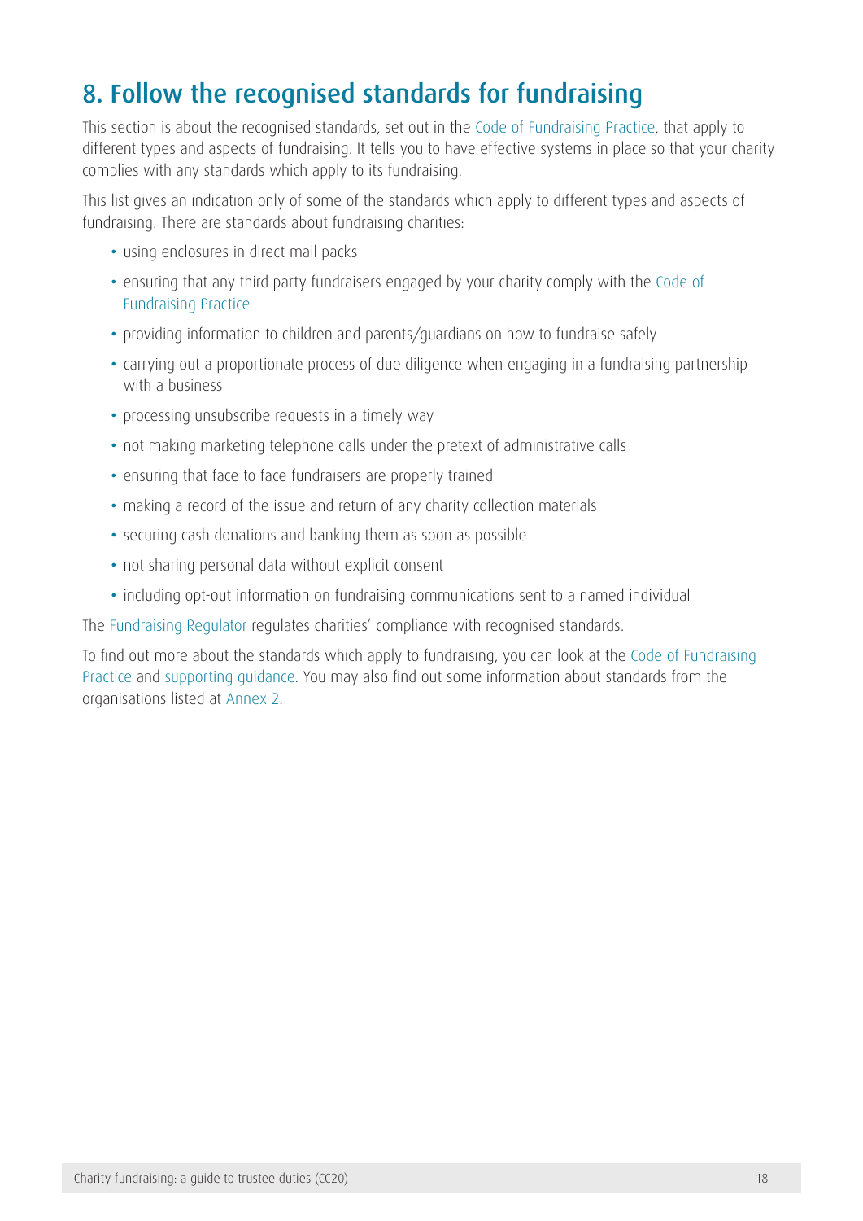## 8. Follow the recognised standards for fundraising

This section is about the recognised standards, set out in the Code of Fundraising Practice, that apply to different types and aspects of fundraising. It tells you to have effective systems in place so that your charity complies with any standards which apply to its fundraising.

This list gives an indication only of some of the standards which apply to different types and aspects of fundraising. There are standards about fundraising charities:

- using enclosures in direct mail packs
- ensuring that any third party fundraisers engaged by your charity comply with the Code of Fundraising Practice
- providing information to children and parents/guardians on how to fundraise safely
- carrying out a proportionate process of due diligence when engaging in a fundraising partnership with a business
- processing unsubscribe requests in a timely way
- not making marketing telephone calls under the pretext of administrative calls
- ensuring that face to face fundraisers are properly trained
- making a record of the issue and return of any charity collection materials
- securing cash donations and banking them as soon as possible
- not sharing personal data without explicit consent
- including opt-out information on fundraising communications sent to a named individual

The Fundraising Regulator regulates charities' compliance with recognised standards.

To find out more about the standards which apply to fundraising, you can look at the Code of Fundraising Practice and supporting guidance. You may also find out some information about standards from the organisations listed at Annex 2.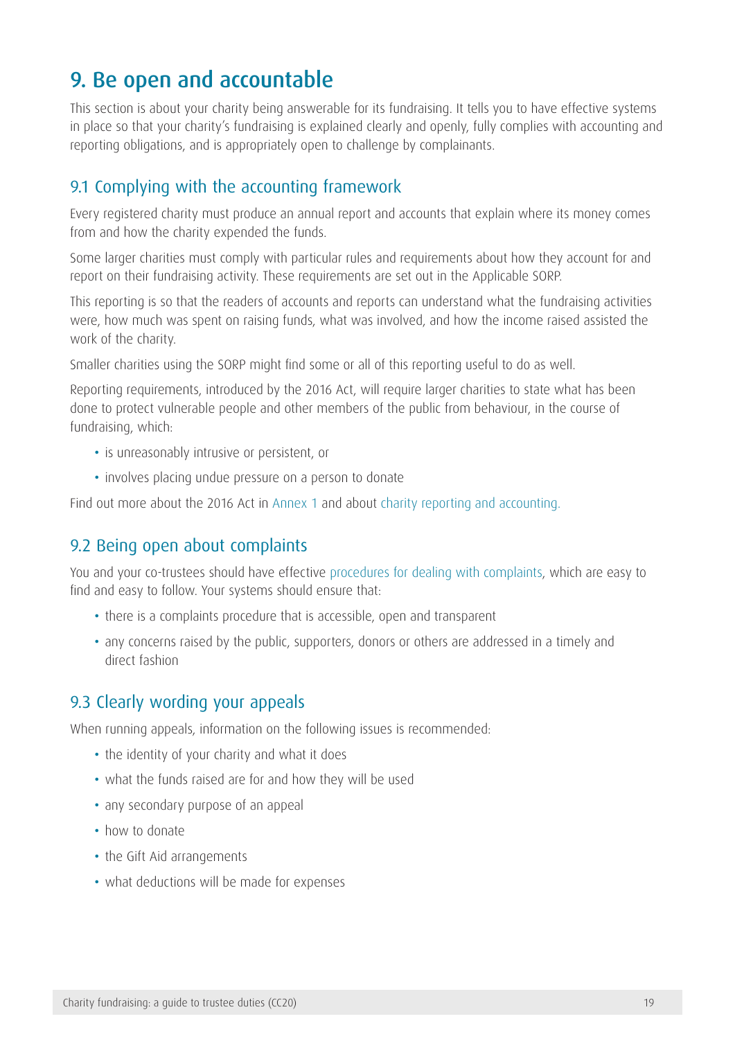# 9. Be open and accountable

This section is about your charity being answerable for its fundraising. It tells you to have effective systems in place so that your charity's fundraising is explained clearly and openly, fully complies with accounting and reporting obligations, and is appropriately open to challenge by complainants.

## 9.1 Complying with the accounting framework

Every registered charity must produce an annual report and accounts that explain where its money comes from and how the charity expended the funds.

Some larger charities must comply with particular rules and requirements about how they account for and report on their fundraising activity. These requirements are set out in the Applicable SORP.

This reporting is so that the readers of accounts and reports can understand what the fundraising activities were, how much was spent on raising funds, what was involved, and how the income raised assisted the work of the charity.

Smaller charities using the SORP might find some or all of this reporting useful to do as well.

Reporting requirements, introduced by the 2016 Act, will require larger charities to state what has been done to protect vulnerable people and other members of the public from behaviour, in the course of fundraising, which:

- is unreasonably intrusive or persistent, or
- involves placing undue pressure on a person to donate

Find out more about the 2016 Act in Annex 1 and about charity reporting and accounting.

## 9.2 Being open about complaints

You and your co-trustees should have effective procedures for dealing with complaints, which are easy to find and easy to follow. Your systems should ensure that:

- there is a complaints procedure that is accessible, open and transparent
- any concerns raised by the public, supporters, donors or others are addressed in a timely and direct fashion

## 9.3 Clearly wording your appeals

When running appeals, information on the following issues is recommended:

- the identity of your charity and what it does
- what the funds raised are for and how they will be used
- any secondary purpose of an appeal
- how to donate
- the Gift Aid arrangements
- what deductions will be made for expenses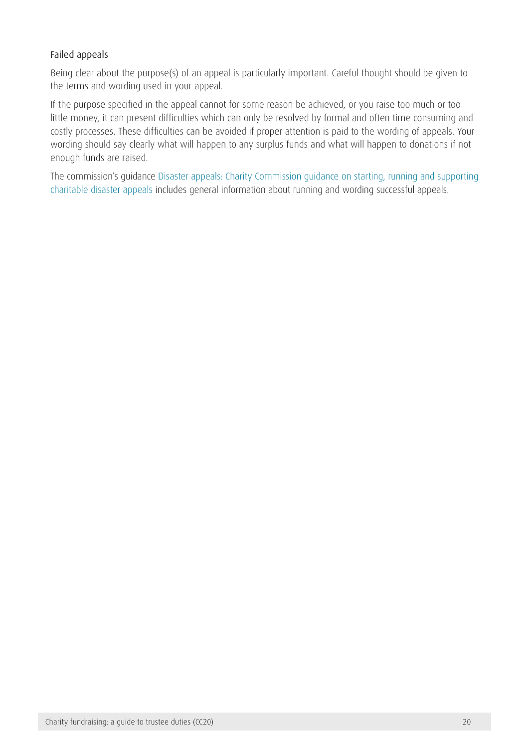### Failed appeals

Being clear about the purpose(s) of an appeal is particularly important. Careful thought should be given to the terms and wording used in your appeal.

If the purpose specified in the appeal cannot for some reason be achieved, or you raise too much or too little money, it can present difficulties which can only be resolved by formal and often time consuming and costly processes. These difficulties can be avoided if proper attention is paid to the wording of appeals. Your wording should say clearly what will happen to any surplus funds and what will happen to donations if not enough funds are raised.

The commission's guidance Disaster appeals: Charity Commission guidance on starting, running and supporting charitable disaster appeals includes general information about running and wording successful appeals.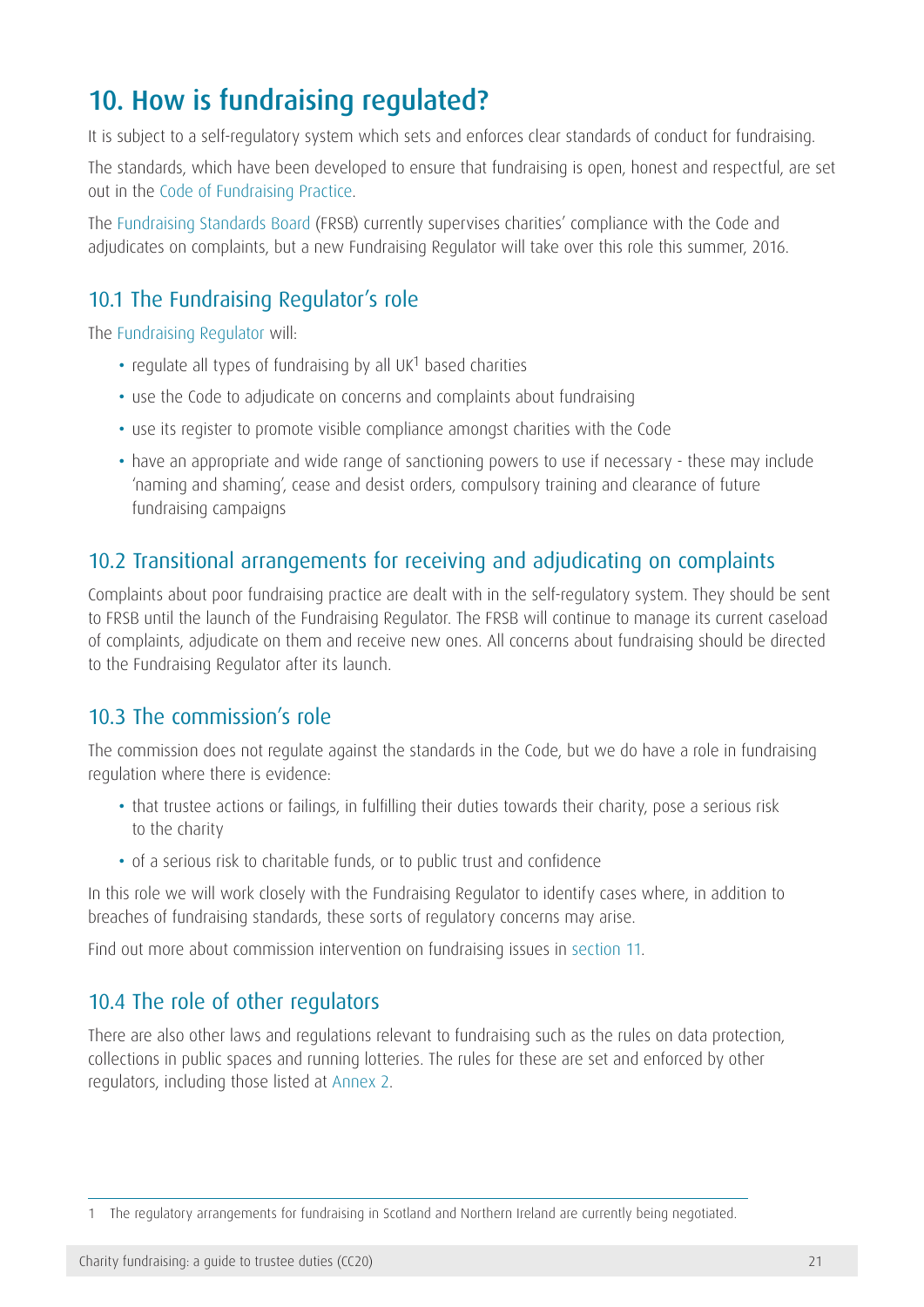# 10. How is fundraising regulated?

It is subject to a self-regulatory system which sets and enforces clear standards of conduct for fundraising.

The standards, which have been developed to ensure that fundraising is open, honest and respectful, are set out in the Code of Fundraising Practice.

The Fundraising Standards Board (FRSB) currently supervises charities' compliance with the Code and adjudicates on complaints, but a new Fundraising Regulator will take over this role this summer, 2016.

## 10.1 The Fundraising Regulator's role

The Fundraising Regulator will:

- regulate all types of fundraising by all UK[1] based charities
- use the Code to adjudicate on concerns and complaints about fundraising
- use its register to promote visible compliance amongst charities with the Code
- have an appropriate and wide range of sanctioning powers to use if necessary - these may include 'naming and shaming', cease and desist orders, compulsory training and clearance of future fundraising campaigns

## 10.2 Transitional arrangements for receiving and adjudicating on complaints

Complaints about poor fundraising practice are dealt with in the self-regulatory system. They should be sent to FRSB until the launch of the Fundraising Regulator. The FRSB will continue to manage its current caseload of complaints, adjudicate on them and receive new ones. All concerns about fundraising should be directed to the Fundraising Regulator after its launch.

## 10.3 The commission's role

The commission does not regulate against the standards in the Code, but we do have a role in fundraising regulation where there is evidence:

- that trustee actions or failings, in fulfilling their duties towards their charity, pose a serious risk to the charity
- of a serious risk to charitable funds, or to public trust and confidence

In this role we will work closely with the Fundraising Regulator to identify cases where, in addition to breaches of fundraising standards, these sorts of regulatory concerns may arise.

Find out more about commission intervention on fundraising issues in section 11.

## 10.4 The role of other regulators

There are also other laws and regulations relevant to fundraising such as the rules on data protection, collections in public spaces and running lotteries. The rules for these are set and enforced by other regulators, including those listed at Annex 2.

---

1 The regulatory arrangements for fundraising in Scotland and Northern Ireland are currently being negotiated.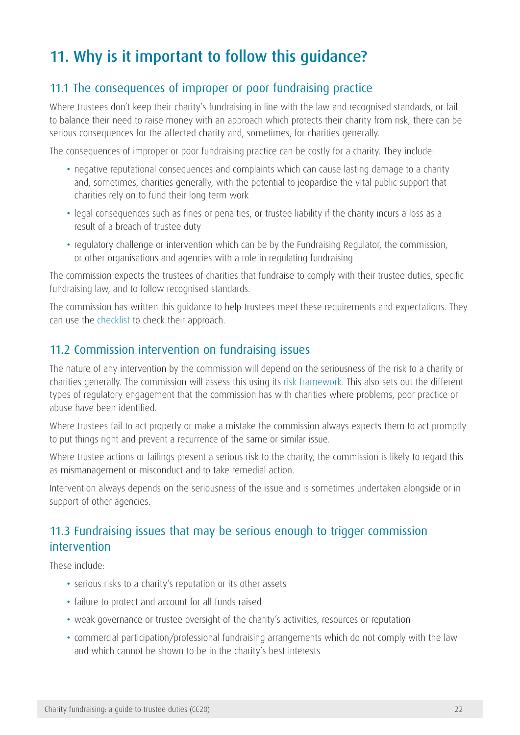## 11. Why is it important to follow this guidance?

### 11.1 The consequences of improper or poor fundraising practice

Where trustees don't keep their charity's fundraising in line with the law and recognised standards, or fail to balance their need to raise money with an approach which protects their charity from risk, there can be serious consequences for the affected charity and, sometimes, for charities generally.

The consequences of improper or poor fundraising practice can be costly for a charity. They include:

- negative reputational consequences and complaints which can cause lasting damage to a charity and, sometimes, charities generally, with the potential to jeopardise the vital public support that charities rely on to fund their long term work
- legal consequences such as fines or penalties, or trustee liability if the charity incurs a loss as a result of a breach of trustee duty
- regulatory challenge or intervention which can be by the Fundraising Regulator, the commission, or other organisations and agencies with a role in regulating fundraising

The commission expects the trustees of charities that fundraise to comply with their trustee duties, specific fundraising law, and to follow recognised standards.

The commission has written this guidance to help trustees meet these requirements and expectations. They can use the checklist to check their approach.

### 11.2 Commission intervention on fundraising issues

The nature of any intervention by the commission will depend on the seriousness of the risk to a charity or charities generally. The commission will assess this using its risk framework. This also sets out the different types of regulatory engagement that the commission has with charities where problems, poor practice or abuse have been identified.

Where trustees fail to act properly or make a mistake the commission always expects them to act promptly to put things right and prevent a recurrence of the same or similar issue.

Where trustee actions or failings present a serious risk to the charity, the commission is likely to regard this as mismanagement or misconduct and to take remedial action.

Intervention always depends on the seriousness of the issue and is sometimes undertaken alongside or in support of other agencies.

### 11.3 Fundraising issues that may be serious enough to trigger commission intervention

These include:

- serious risks to a charity's reputation or its other assets
- failure to protect and account for all funds raised
- weak governance or trustee oversight of the charity's activities, resources or reputation
- commercial participation/professional fundraising arrangements which do not comply with the law and which cannot be shown to be in the charity's best interests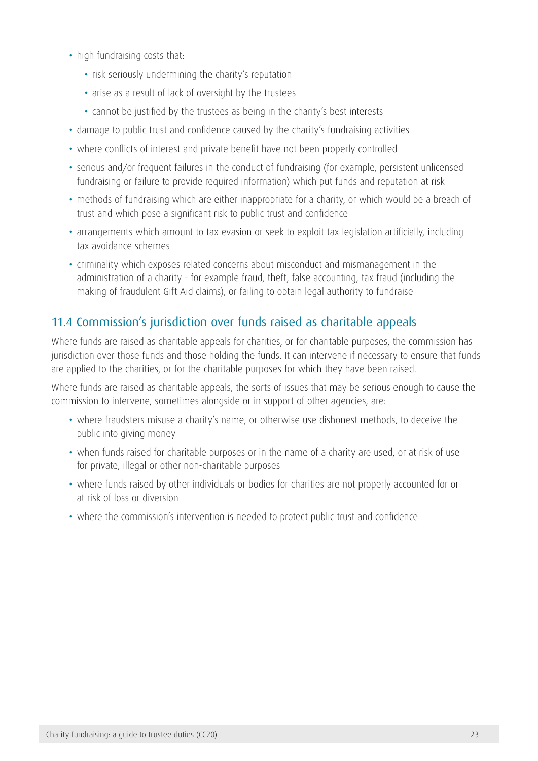- high fundraising costs that:
  - risk seriously undermining the charity's reputation
  - arise as a result of lack of oversight by the trustees
  - cannot be justified by the trustees as being in the charity's best interests
- damage to public trust and confidence caused by the charity's fundraising activities
- where conflicts of interest and private benefit have not been properly controlled
- serious and/or frequent failures in the conduct of fundraising (for example, persistent unlicensed fundraising or failure to provide required information) which put funds and reputation at risk
- methods of fundraising which are either inappropriate for a charity, or which would be a breach of trust and which pose a significant risk to public trust and confidence
- arrangements which amount to tax evasion or seek to exploit tax legislation artificially, including tax avoidance schemes
- criminality which exposes related concerns about misconduct and mismanagement in the administration of a charity - for example fraud, theft, false accounting, tax fraud (including the making of fraudulent Gift Aid claims), or failing to obtain legal authority to fundraise

## 11.4 Commission's jurisdiction over funds raised as charitable appeals

Where funds are raised as charitable appeals for charities, or for charitable purposes, the commission has jurisdiction over those funds and those holding the funds. It can intervene if necessary to ensure that funds are applied to the charities, or for the charitable purposes for which they have been raised.

Where funds are raised as charitable appeals, the sorts of issues that may be serious enough to cause the commission to intervene, sometimes alongside or in support of other agencies, are:

- where fraudsters misuse a charity's name, or otherwise use dishonest methods, to deceive the public into giving money
- when funds raised for charitable purposes or in the name of a charity are used, or at risk of use for private, illegal or other non-charitable purposes
- where funds raised by other individuals or bodies for charities are not properly accounted for or at risk of loss or diversion
- where the commission's intervention is needed to protect public trust and confidence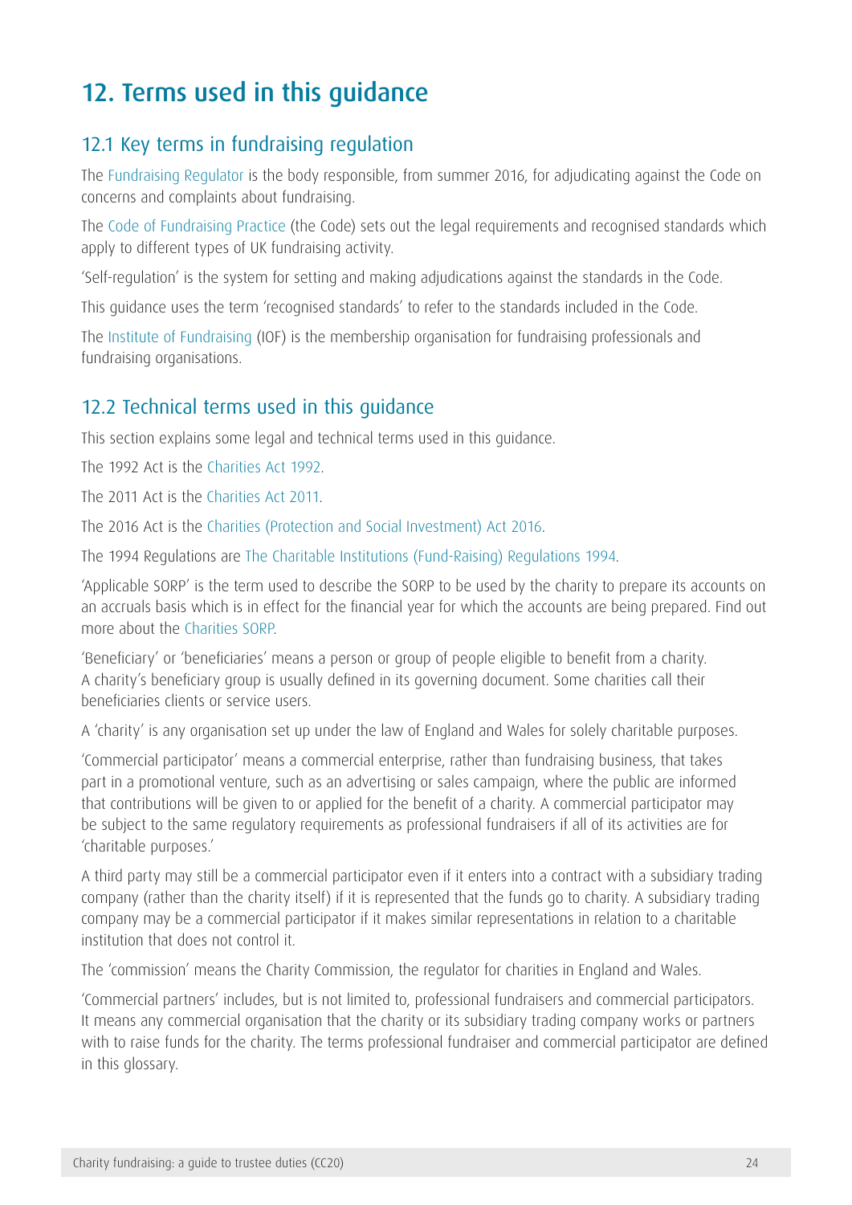# 12. Terms used in this guidance

## 12.1 Key terms in fundraising regulation

The Fundraising Regulator is the body responsible, from summer 2016, for adjudicating against the Code on concerns and complaints about fundraising.

The Code of Fundraising Practice (the Code) sets out the legal requirements and recognised standards which apply to different types of UK fundraising activity.

'Self-regulation' is the system for setting and making adjudications against the standards in the Code.

This guidance uses the term 'recognised standards' to refer to the standards included in the Code.

The Institute of Fundraising (IOF) is the membership organisation for fundraising professionals and fundraising organisations.

## 12.2 Technical terms used in this guidance

This section explains some legal and technical terms used in this guidance.

The 1992 Act is the Charities Act 1992.

The 2011 Act is the Charities Act 2011.

The 2016 Act is the Charities (Protection and Social Investment) Act 2016.

The 1994 Regulations are The Charitable Institutions (Fund-Raising) Regulations 1994.

'Applicable SORP' is the term used to describe the SORP to be used by the charity to prepare its accounts on an accruals basis which is in effect for the financial year for which the accounts are being prepared. Find out more about the Charities SORP.

'Beneficiary' or 'beneficiaries' means a person or group of people eligible to benefit from a charity. A charity's beneficiary group is usually defined in its governing document. Some charities call their beneficiaries clients or service users.

A 'charity' is any organisation set up under the law of England and Wales for solely charitable purposes.

'Commercial participator' means a commercial enterprise, rather than fundraising business, that takes part in a promotional venture, such as an advertising or sales campaign, where the public are informed that contributions will be given to or applied for the benefit of a charity. A commercial participator may be subject to the same regulatory requirements as professional fundraisers if all of its activities are for 'charitable purposes.'

A third party may still be a commercial participator even if it enters into a contract with a subsidiary trading company (rather than the charity itself) if it is represented that the funds go to charity. A subsidiary trading company may be a commercial participator if it makes similar representations in relation to a charitable institution that does not control it.

The 'commission' means the Charity Commission, the regulator for charities in England and Wales.

'Commercial partners' includes, but is not limited to, professional fundraisers and commercial participators. It means any commercial organisation that the charity or its subsidiary trading company works or partners with to raise funds for the charity. The terms professional fundraiser and commercial participator are defined in this glossary.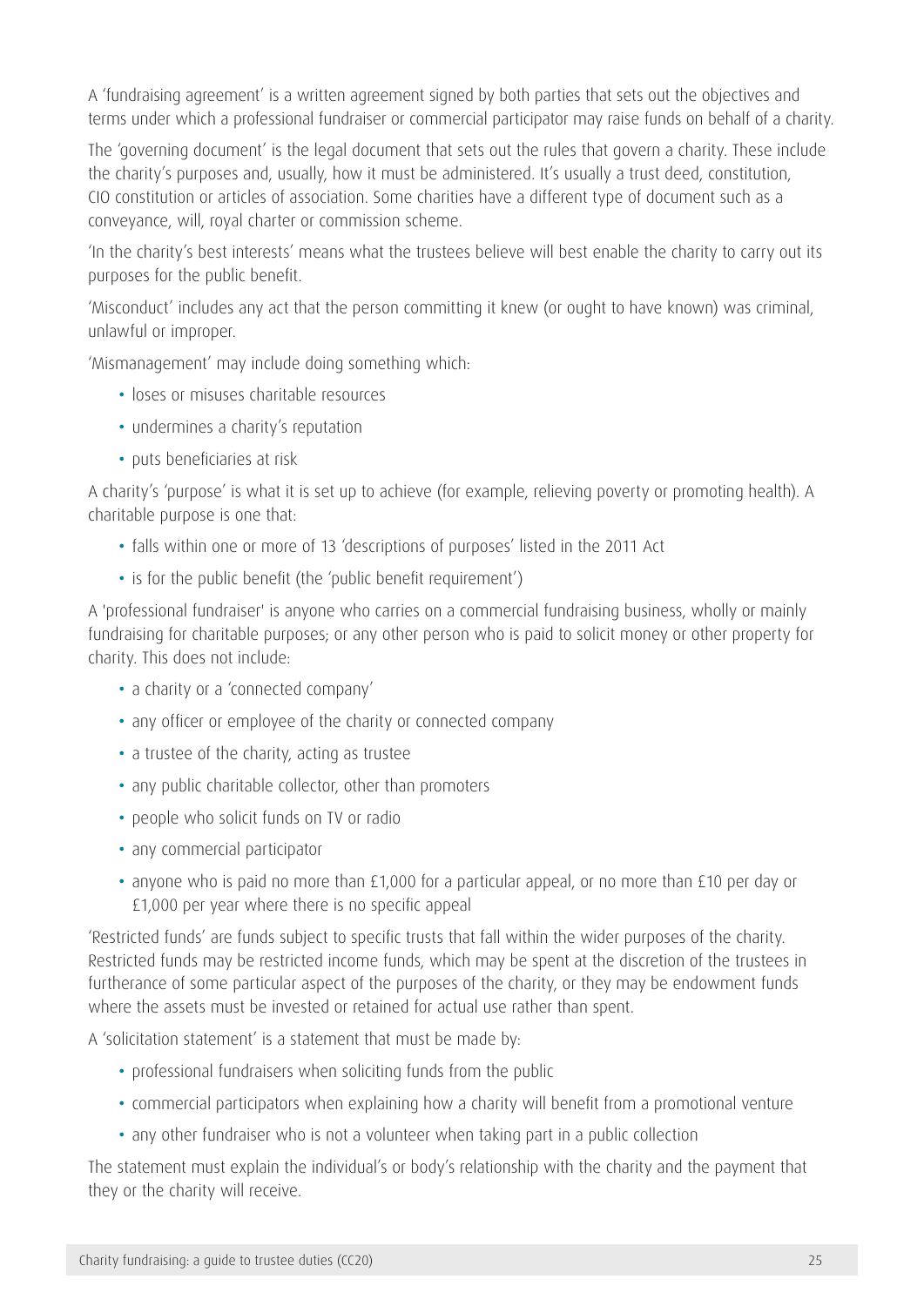A 'fundraising agreement' is a written agreement signed by both parties that sets out the objectives and terms under which a professional fundraiser or commercial participator may raise funds on behalf of a charity.

The 'governing document' is the legal document that sets out the rules that govern a charity. These include the charity's purposes and, usually, how it must be administered. It's usually a trust deed, constitution, CIO constitution or articles of association. Some charities have a different type of document such as a conveyance, will, royal charter or commission scheme.

'In the charity's best interests' means what the trustees believe will best enable the charity to carry out its purposes for the public benefit.

'Misconduct' includes any act that the person committing it knew (or ought to have known) was criminal, unlawful or improper.

'Mismanagement' may include doing something which:

- loses or misuses charitable resources
- undermines a charity's reputation
- puts beneficiaries at risk

A charity's 'purpose' is what it is set up to achieve (for example, relieving poverty or promoting health). A charitable purpose is one that:

- falls within one or more of 13 'descriptions of purposes' listed in the 2011 Act
- is for the public benefit (the 'public benefit requirement')

A 'professional fundraiser' is anyone who carries on a commercial fundraising business, wholly or mainly fundraising for charitable purposes; or any other person who is paid to solicit money or other property for charity. This does not include:

- a charity or a 'connected company'
- any officer or employee of the charity or connected company
- a trustee of the charity, acting as trustee
- any public charitable collector, other than promoters
- people who solicit funds on TV or radio
- any commercial participator
- anyone who is paid no more than £1,000 for a particular appeal, or no more than £10 per day or £1,000 per year where there is no specific appeal

'Restricted funds' are funds subject to specific trusts that fall within the wider purposes of the charity. Restricted funds may be restricted income funds, which may be spent at the discretion of the trustees in furtherance of some particular aspect of the purposes of the charity, or they may be endowment funds where the assets must be invested or retained for actual use rather than spent.

A 'solicitation statement' is a statement that must be made by:

- professional fundraisers when soliciting funds from the public
- commercial participators when explaining how a charity will benefit from a promotional venture
- any other fundraiser who is not a volunteer when taking part in a public collection

The statement must explain the individual's or body's relationship with the charity and the payment that they or the charity will receive.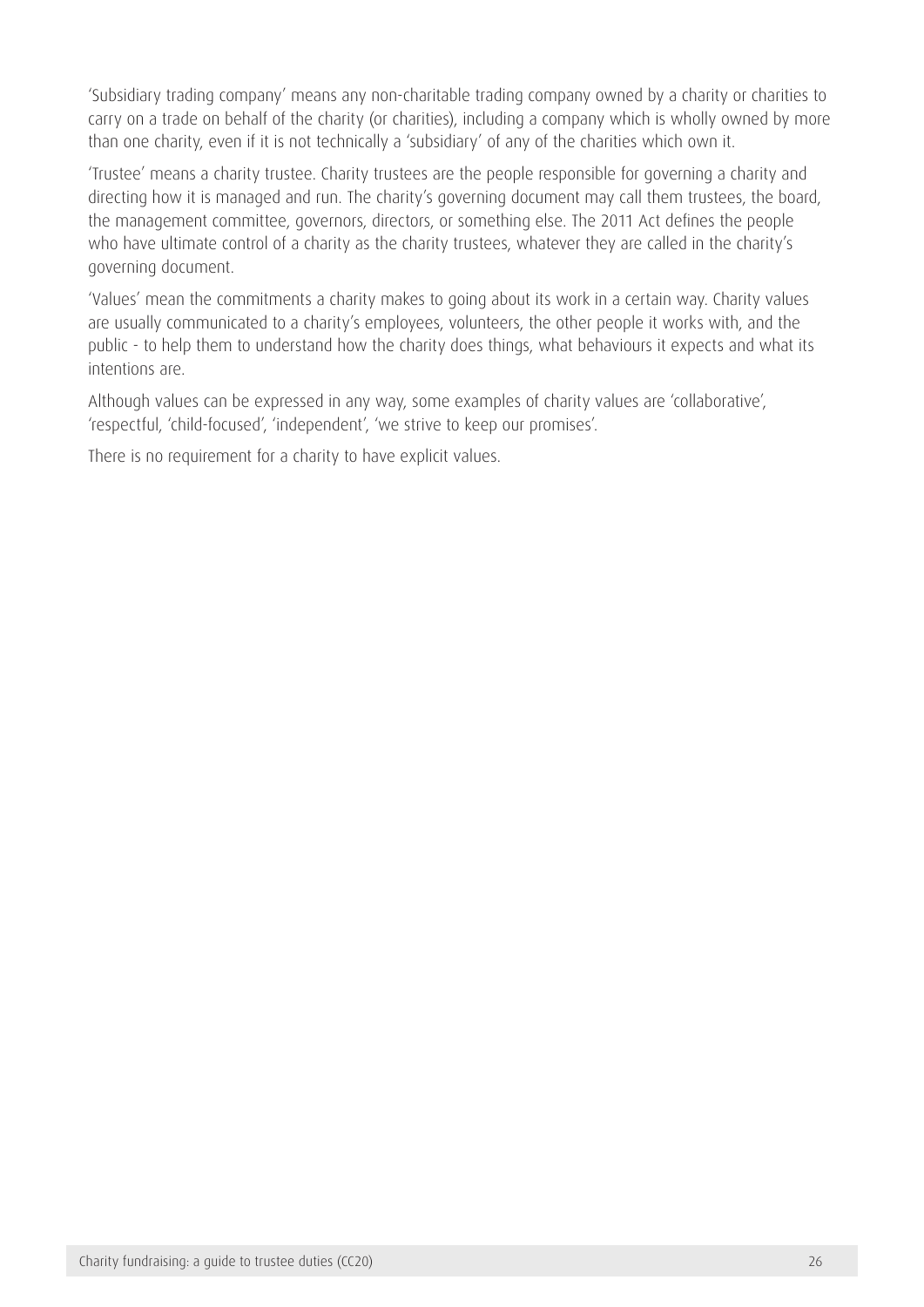'Subsidiary trading company' means any non-charitable trading company owned by a charity or charities to carry on a trade on behalf of the charity (or charities), including a company which is wholly owned by more than one charity, even if it is not technically a 'subsidiary' of any of the charities which own it.

'Trustee' means a charity trustee. Charity trustees are the people responsible for governing a charity and directing how it is managed and run. The charity's governing document may call them trustees, the board, the management committee, governors, directors, or something else. The 2011 Act defines the people who have ultimate control of a charity as the charity trustees, whatever they are called in the charity's governing document.

'Values' mean the commitments a charity makes to going about its work in a certain way. Charity values are usually communicated to a charity's employees, volunteers, the other people it works with, and the public - to help them to understand how the charity does things, what behaviours it expects and what its intentions are.

Although values can be expressed in any way, some examples of charity values are 'collaborative', 'respectful, 'child-focused', 'independent', 'we strive to keep our promises'.

There is no requirement for a charity to have explicit values.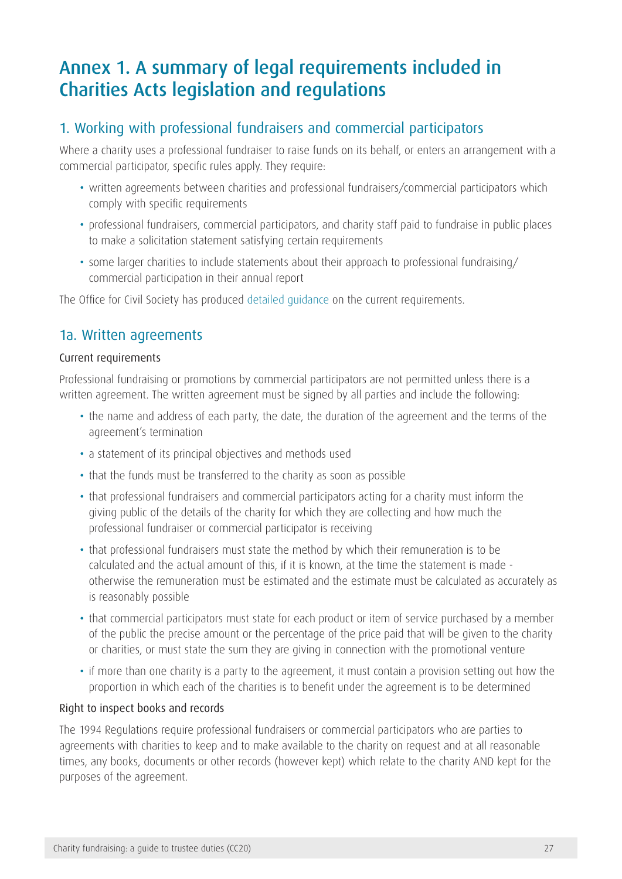# Annex 1. A summary of legal requirements included in Charities Acts legislation and regulations

## 1. Working with professional fundraisers and commercial participators

Where a charity uses a professional fundraiser to raise funds on its behalf, or enters an arrangement with a commercial participator, specific rules apply. They require:

- written agreements between charities and professional fundraisers/commercial participators which comply with specific requirements
- professional fundraisers, commercial participators, and charity staff paid to fundraise in public places to make a solicitation statement satisfying certain requirements
- some larger charities to include statements about their approach to professional fundraising/commercial participation in their annual report

The Office for Civil Society has produced detailed guidance on the current requirements.

## 1a. Written agreements

### Current requirements

Professional fundraising or promotions by commercial participators are not permitted unless there is a written agreement. The written agreement must be signed by all parties and include the following:

- the name and address of each party, the date, the duration of the agreement and the terms of the agreement's termination
- a statement of its principal objectives and methods used
- that the funds must be transferred to the charity as soon as possible
- that professional fundraisers and commercial participators acting for a charity must inform the giving public of the details of the charity for which they are collecting and how much the professional fundraiser or commercial participator is receiving
- that professional fundraisers must state the method by which their remuneration is to be calculated and the actual amount of this, if it is known, at the time the statement is made - otherwise the remuneration must be estimated and the estimate must be calculated as accurately as is reasonably possible
- that commercial participators must state for each product or item of service purchased by a member of the public the precise amount or the percentage of the price paid that will be given to the charity or charities, or must state the sum they are giving in connection with the promotional venture
- if more than one charity is a party to the agreement, it must contain a provision setting out how the proportion in which each of the charities is to benefit under the agreement is to be determined

### Right to inspect books and records

The 1994 Regulations require professional fundraisers or commercial participators who are parties to agreements with charities to keep and to make available to the charity on request and at all reasonable times, any books, documents or other records (however kept) which relate to the charity AND kept for the purposes of the agreement.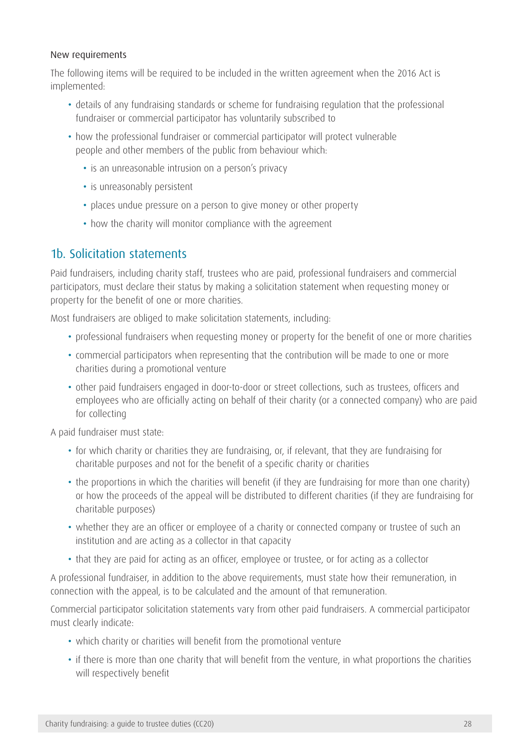New requirements

The following items will be required to be included in the written agreement when the 2016 Act is implemented:

- details of any fundraising standards or scheme for fundraising regulation that the professional fundraiser or commercial participator has voluntarily subscribed to
- how the professional fundraiser or commercial participator will protect vulnerable people and other members of the public from behaviour which:
  - is an unreasonable intrusion on a person's privacy
  - is unreasonably persistent
  - places undue pressure on a person to give money or other property
  - how the charity will monitor compliance with the agreement

## 1b. Solicitation statements

Paid fundraisers, including charity staff, trustees who are paid, professional fundraisers and commercial participators, must declare their status by making a solicitation statement when requesting money or property for the benefit of one or more charities.

Most fundraisers are obliged to make solicitation statements, including:

- professional fundraisers when requesting money or property for the benefit of one or more charities
- commercial participators when representing that the contribution will be made to one or more charities during a promotional venture
- other paid fundraisers engaged in door-to-door or street collections, such as trustees, officers and employees who are officially acting on behalf of their charity (or a connected company) who are paid for collecting

A paid fundraiser must state:

- for which charity or charities they are fundraising, or, if relevant, that they are fundraising for charitable purposes and not for the benefit of a specific charity or charities
- the proportions in which the charities will benefit (if they are fundraising for more than one charity) or how the proceeds of the appeal will be distributed to different charities (if they are fundraising for charitable purposes)
- whether they are an officer or employee of a charity or connected company or trustee of such an institution and are acting as a collector in that capacity
- that they are paid for acting as an officer, employee or trustee, or for acting as a collector

A professional fundraiser, in addition to the above requirements, must state how their remuneration, in connection with the appeal, is to be calculated and the amount of that remuneration.

Commercial participator solicitation statements vary from other paid fundraisers. A commercial participator must clearly indicate:

- which charity or charities will benefit from the promotional venture
- if there is more than one charity that will benefit from the venture, in what proportions the charities will respectively benefit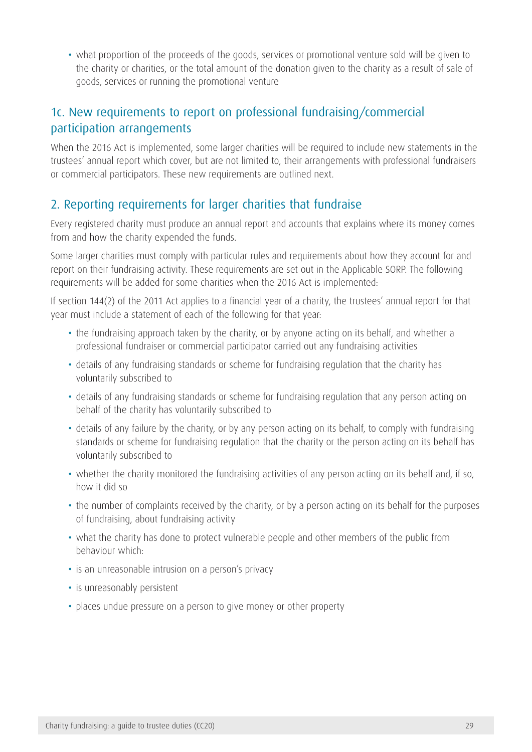- what proportion of the proceeds of the goods, services or promotional venture sold will be given to the charity or charities, or the total amount of the donation given to the charity as a result of sale of goods, services or running the promotional venture

## 1c. New requirements to report on professional fundraising/commercial participation arrangements

When the 2016 Act is implemented, some larger charities will be required to include new statements in the trustees' annual report which cover, but are not limited to, their arrangements with professional fundraisers or commercial participators. These new requirements are outlined next.

## 2. Reporting requirements for larger charities that fundraise

Every registered charity must produce an annual report and accounts that explains where its money comes from and how the charity expended the funds.

Some larger charities must comply with particular rules and requirements about how they account for and report on their fundraising activity. These requirements are set out in the Applicable SORP. The following requirements will be added for some charities when the 2016 Act is implemented:

If section 144(2) of the 2011 Act applies to a financial year of a charity, the trustees' annual report for that year must include a statement of each of the following for that year:

- the fundraising approach taken by the charity, or by anyone acting on its behalf, and whether a professional fundraiser or commercial participator carried out any fundraising activities
- details of any fundraising standards or scheme for fundraising regulation that the charity has voluntarily subscribed to
- details of any fundraising standards or scheme for fundraising regulation that any person acting on behalf of the charity has voluntarily subscribed to
- details of any failure by the charity, or by any person acting on its behalf, to comply with fundraising standards or scheme for fundraising regulation that the charity or the person acting on its behalf has voluntarily subscribed to
- whether the charity monitored the fundraising activities of any person acting on its behalf and, if so, how it did so
- the number of complaints received by the charity, or by a person acting on its behalf for the purposes of fundraising, about fundraising activity
- what the charity has done to protect vulnerable people and other members of the public from behaviour which:
- is an unreasonable intrusion on a person's privacy
- is unreasonably persistent
- places undue pressure on a person to give money or other property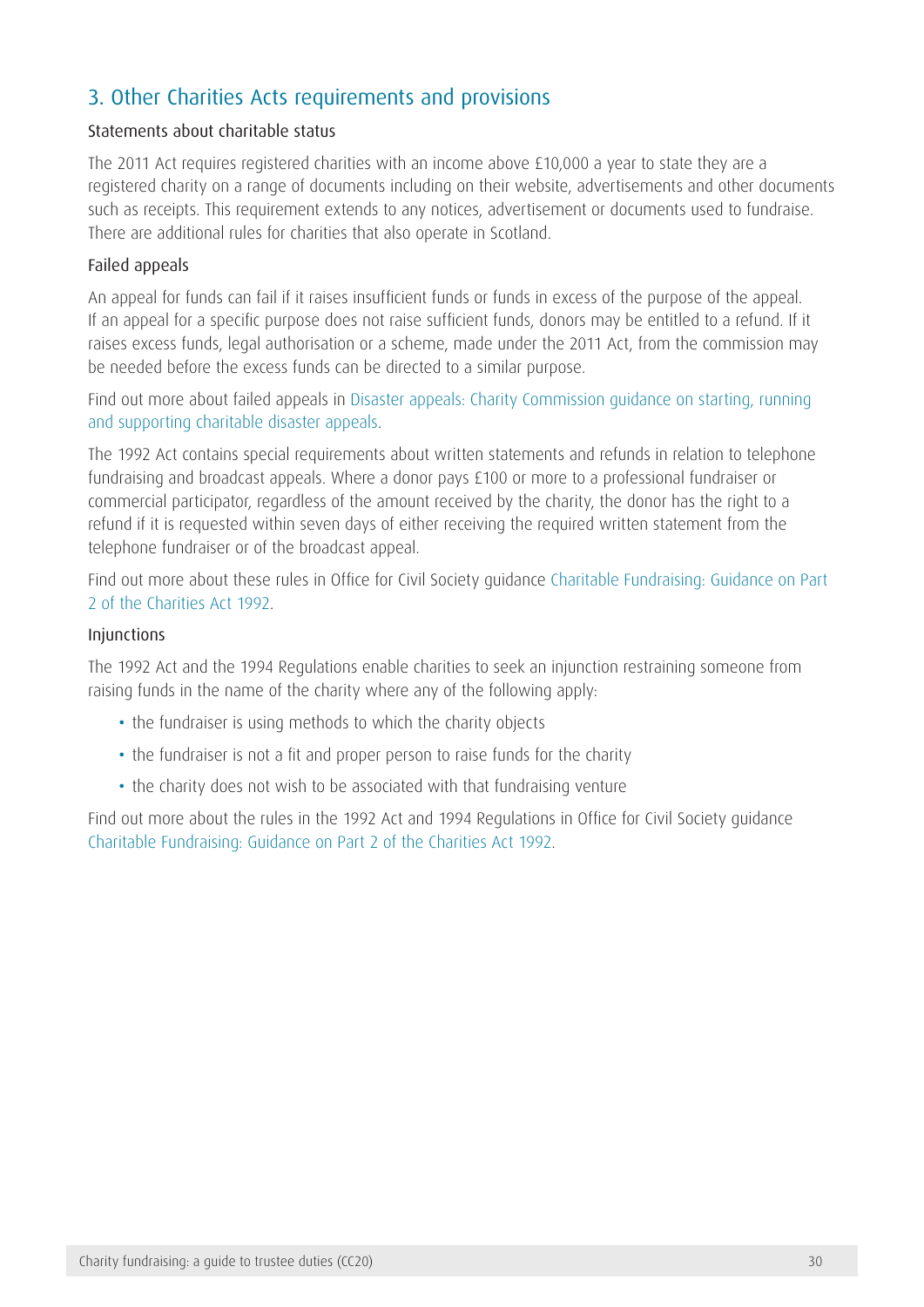## 3. Other Charities Acts requirements and provisions

### Statements about charitable status

The 2011 Act requires registered charities with an income above £10,000 a year to state they are a registered charity on a range of documents including on their website, advertisements and other documents such as receipts. This requirement extends to any notices, advertisement or documents used to fundraise. There are additional rules for charities that also operate in Scotland.

### Failed appeals

An appeal for funds can fail if it raises insufficient funds or funds in excess of the purpose of the appeal. If an appeal for a specific purpose does not raise sufficient funds, donors may be entitled to a refund. If it raises excess funds, legal authorisation or a scheme, made under the 2011 Act, from the commission may be needed before the excess funds can be directed to a similar purpose.

Find out more about failed appeals in Disaster appeals: Charity Commission guidance on starting, running and supporting charitable disaster appeals.

The 1992 Act contains special requirements about written statements and refunds in relation to telephone fundraising and broadcast appeals. Where a donor pays £100 or more to a professional fundraiser or commercial participator, regardless of the amount received by the charity, the donor has the right to a refund if it is requested within seven days of either receiving the required written statement from the telephone fundraiser or of the broadcast appeal.

Find out more about these rules in Office for Civil Society guidance Charitable Fundraising: Guidance on Part 2 of the Charities Act 1992.

### Injunctions

The 1992 Act and the 1994 Regulations enable charities to seek an injunction restraining someone from raising funds in the name of the charity where any of the following apply:

- the fundraiser is using methods to which the charity objects
- the fundraiser is not a fit and proper person to raise funds for the charity
- the charity does not wish to be associated with that fundraising venture

Find out more about the rules in the 1992 Act and 1994 Regulations in Office for Civil Society guidance Charitable Fundraising: Guidance on Part 2 of the Charities Act 1992.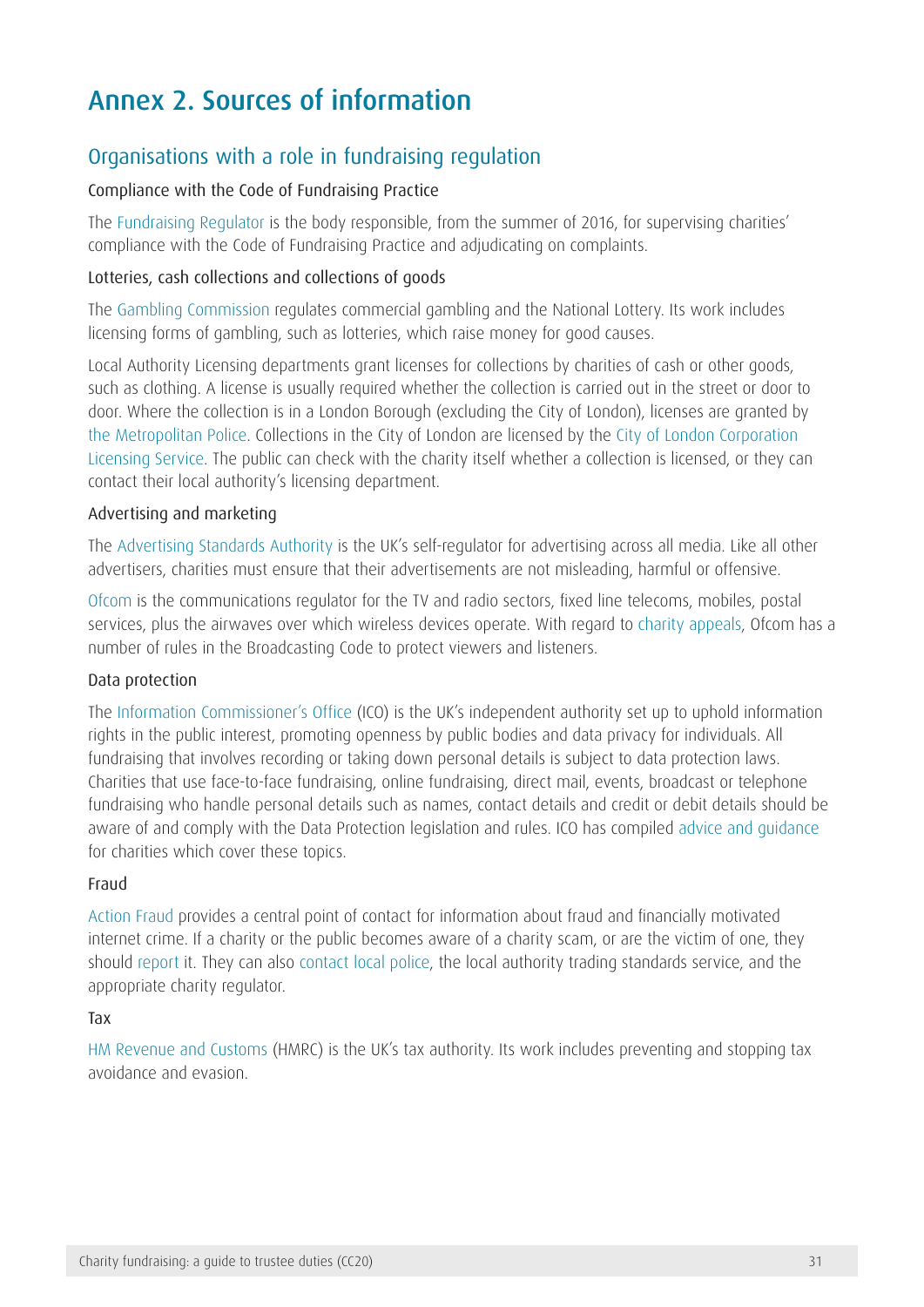# Annex 2. Sources of information

## Organisations with a role in fundraising regulation

### Compliance with the Code of Fundraising Practice

The Fundraising Regulator is the body responsible, from the summer of 2016, for supervising charities' compliance with the Code of Fundraising Practice and adjudicating on complaints.

### Lotteries, cash collections and collections of goods

The Gambling Commission regulates commercial gambling and the National Lottery. Its work includes licensing forms of gambling, such as lotteries, which raise money for good causes.

Local Authority Licensing departments grant licenses for collections by charities of cash or other goods, such as clothing. A license is usually required whether the collection is carried out in the street or door to door. Where the collection is in a London Borough (excluding the City of London), licenses are granted by the Metropolitan Police. Collections in the City of London are licensed by the City of London Corporation Licensing Service. The public can check with the charity itself whether a collection is licensed, or they can contact their local authority's licensing department.

### Advertising and marketing

The Advertising Standards Authority is the UK's self-regulator for advertising across all media. Like all other advertisers, charities must ensure that their advertisements are not misleading, harmful or offensive.

Ofcom is the communications regulator for the TV and radio sectors, fixed line telecoms, mobiles, postal services, plus the airwaves over which wireless devices operate. With regard to charity appeals, Ofcom has a number of rules in the Broadcasting Code to protect viewers and listeners.

### Data protection

The Information Commissioner's Office (ICO) is the UK's independent authority set up to uphold information rights in the public interest, promoting openness by public bodies and data privacy for individuals. All fundraising that involves recording or taking down personal details is subject to data protection laws. Charities that use face-to-face fundraising, online fundraising, direct mail, events, broadcast or telephone fundraising who handle personal details such as names, contact details and credit or debit details should be aware of and comply with the Data Protection legislation and rules. ICO has compiled advice and guidance for charities which cover these topics.

### Fraud

Action Fraud provides a central point of contact for information about fraud and financially motivated internet crime. If a charity or the public becomes aware of a charity scam, or are the victim of one, they should report it. They can also contact local police, the local authority trading standards service, and the appropriate charity regulator.

### Tax

HM Revenue and Customs (HMRC) is the UK's tax authority. Its work includes preventing and stopping tax avoidance and evasion.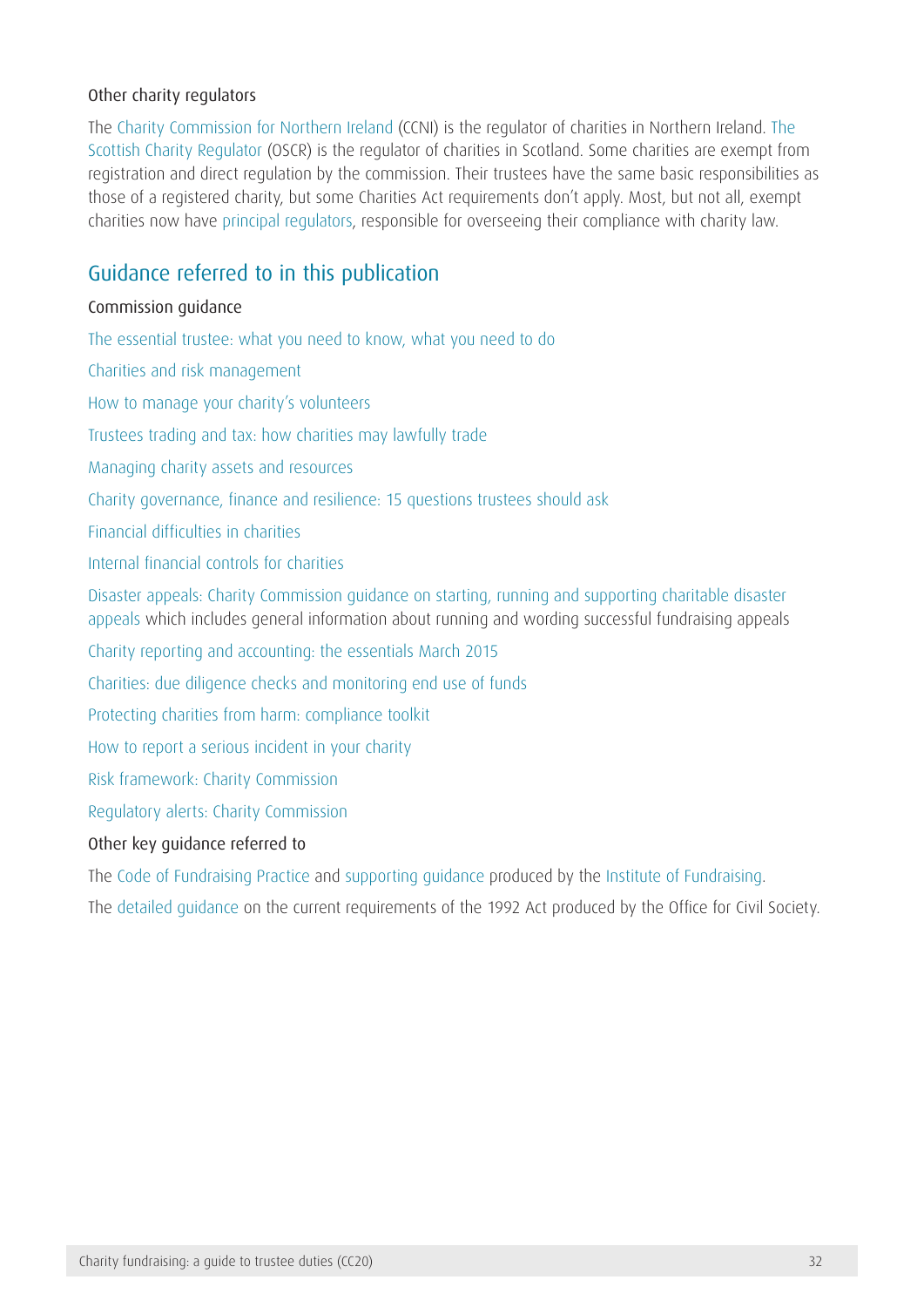### Other charity regulators

The Charity Commission for Northern Ireland (CCNI) is the regulator of charities in Northern Ireland. The Scottish Charity Regulator (OSCR) is the regulator of charities in Scotland. Some charities are exempt from registration and direct regulation by the commission. Their trustees have the same basic responsibilities as those of a registered charity, but some Charities Act requirements don't apply. Most, but not all, exempt charities now have principal regulators, responsible for overseeing their compliance with charity law.

## Guidance referred to in this publication

### Commission guidance

The essential trustee: what you need to know, what you need to do

Charities and risk management

How to manage your charity's volunteers

Trustees trading and tax: how charities may lawfully trade

Managing charity assets and resources

Charity governance, finance and resilience: 15 questions trustees should ask

Financial difficulties in charities

Internal financial controls for charities

Disaster appeals: Charity Commission guidance on starting, running and supporting charitable disaster appeals which includes general information about running and wording successful fundraising appeals

Charity reporting and accounting: the essentials March 2015

Charities: due diligence checks and monitoring end use of funds

Protecting charities from harm: compliance toolkit

How to report a serious incident in your charity

Risk framework: Charity Commission

Regulatory alerts: Charity Commission

### Other key guidance referred to

The Code of Fundraising Practice and supporting guidance produced by the Institute of Fundraising.

The detailed guidance on the current requirements of the 1992 Act produced by the Office for Civil Society.